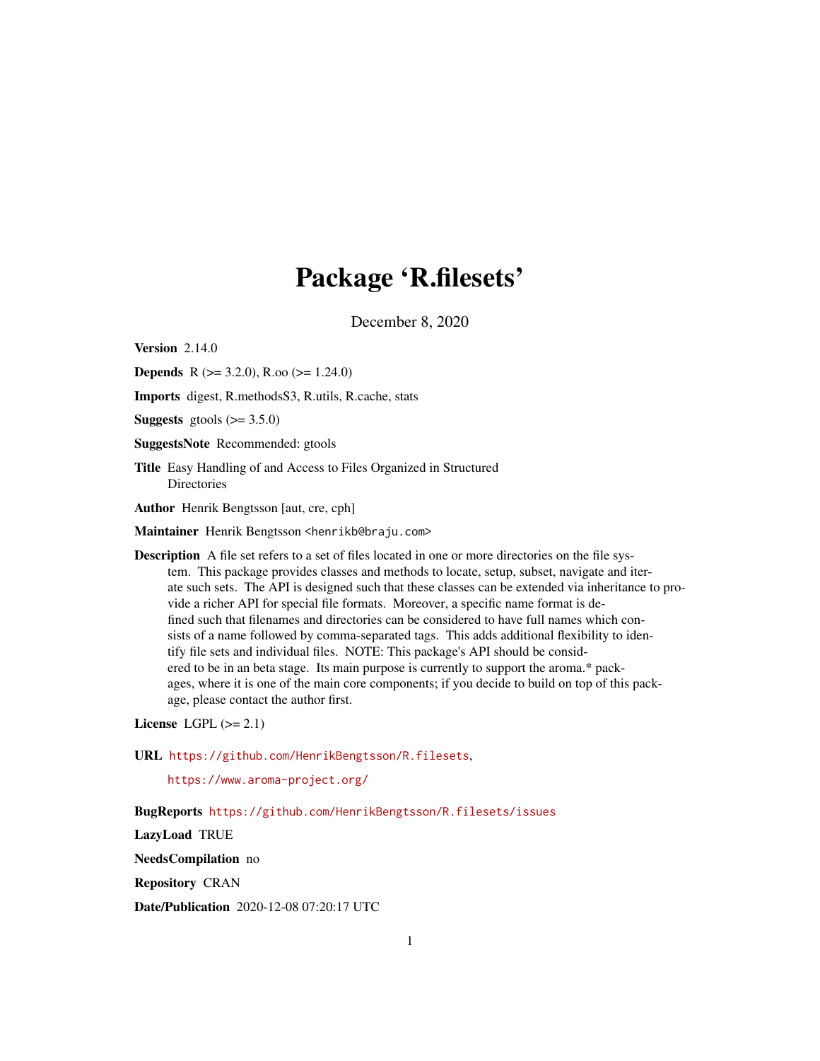# Package 'R.filesets'

December 8, 2020

**Version** 2.14.0

**Depends** R (>= 3.2.0), R.oo (>= 1.24.0)

**Imports** digest, R.methodsS3, R.utils, R.cache, stats

**Suggests** gtools (>= 3.5.0)

**SuggestsNote** Recommended: gtools

**Title** Easy Handling of and Access to Files Organized in Structured Directories

**Author** Henrik Bengtsson [aut, cre, cph]

**Maintainer** Henrik Bengtsson <henrikb@braju.com>

**Description** A file set refers to a set of files located in one or more directories on the file system. This package provides classes and methods to locate, setup, subset, navigate and iterate such sets. The API is designed such that these classes can be extended via inheritance to provide a richer API for special file formats. Moreover, a specific name format is defined such that filenames and directories can be considered to have full names which consists of a name followed by comma-separated tags. This adds additional flexibility to identify file sets and individual files. NOTE: This package's API should be considered to be in an beta stage. Its main purpose is currently to support the aroma.* packages, where it is one of the main core components; if you decide to build on top of this package, please contact the author first.

**License** LGPL (>= 2.1)

**URL** https://github.com/HenrikBengtsson/R.filesets,
https://www.aroma-project.org/

**BugReports** https://github.com/HenrikBengtsson/R.filesets/issues

**LazyLoad** TRUE

**NeedsCompilation** no

**Repository** CRAN

**Date/Publication** 2020-12-08 07:20:17 UTC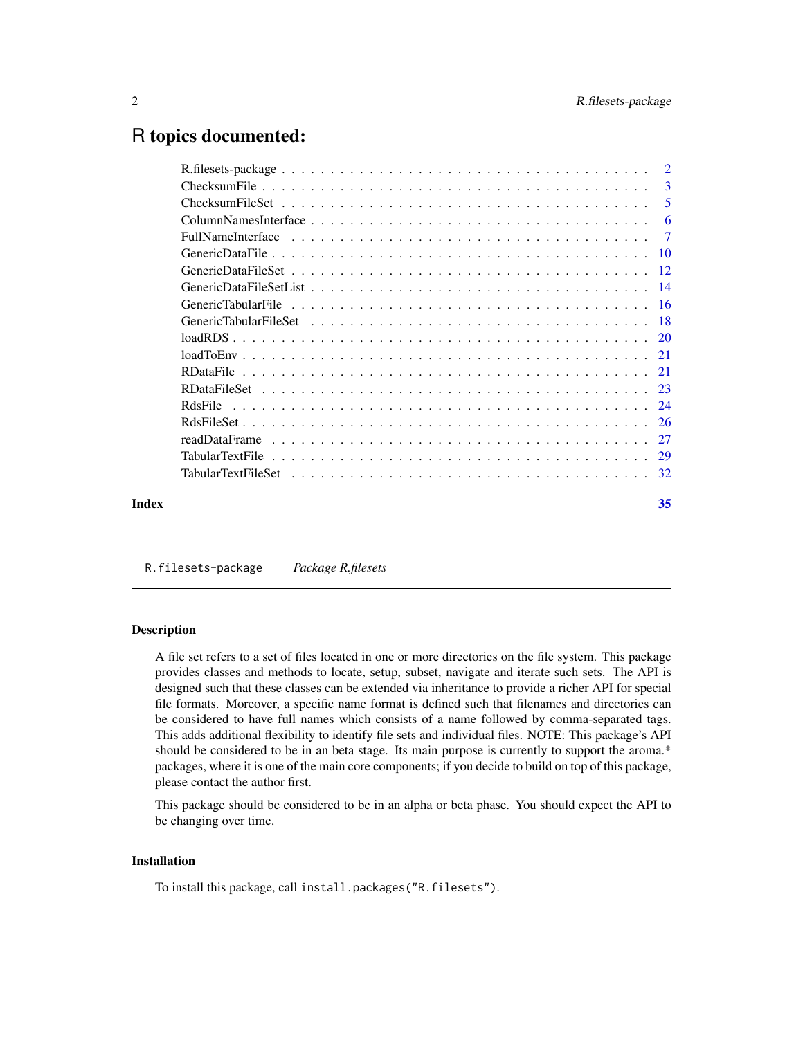# R topics documented:

| | |
|---|---|
| R.filesets-package | 2 |
| ChecksumFile | 3 |
| ChecksumFileSet | 5 |
| ColumnNamesInterface | 6 |
| FullNameInterface | 7 |
| GenericDataFile | 10 |
| GenericDataFileSet | 12 |
| GenericDataFileSetList | 14 |
| GenericTabularFile | 16 |
| GenericTabularFileSet | 18 |
| loadRDS | 20 |
| loadToEnv | 21 |
| RDataFile | 21 |
| RDataFileSet | 23 |
| RdsFile | 24 |
| RdsFileSet | 26 |
| readDataFrame | 27 |
| TabularTextFile | 29 |
| TabularTextFileSet | 32 |
| **Index** | **35** |

---

`R.filesets-package` *Package R.filesets*

---

### Description

A file set refers to a set of files located in one or more directories on the file system. This package provides classes and methods to locate, setup, subset, navigate and iterate such sets. The API is designed such that these classes can be extended via inheritance to provide a richer API for special file formats. Moreover, a specific name format is defined such that filenames and directories can be considered to have full names which consists of a name followed by comma-separated tags. This adds additional flexibility to identify file sets and individual files. NOTE: This package's API should be considered to be in an beta stage. Its main purpose is currently to support the aroma.* packages, where it is one of the main core components; if you decide to build on top of this package, please contact the author first.

This package should be considered to be in an alpha or beta phase. You should expect the API to be changing over time.

### Installation

To install this package, call `install.packages("R.filesets")`.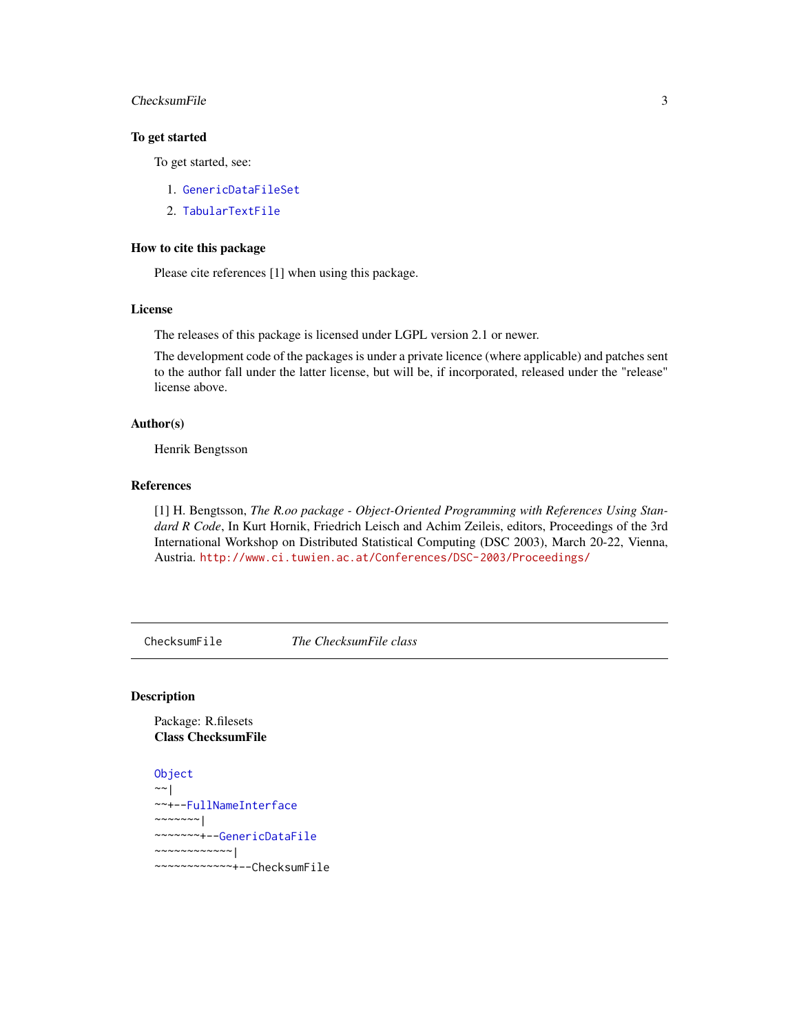### To get started

To get started, see:

1. GenericDataFileSet
2. TabularTextFile

### How to cite this package

Please cite references [1] when using this package.

### License

The releases of this package is licensed under LGPL version 2.1 or newer.

The development code of the packages is under a private licence (where applicable) and patches sent to the author fall under the latter license, but will be, if incorporated, released under the "release" license above.

### Author(s)

Henrik Bengtsson

### References

[1] H. Bengtsson, *The R.oo package - Object-Oriented Programming with References Using Standard R Code*, In Kurt Hornik, Friedrich Leisch and Achim Zeileis, editors, Proceedings of the 3rd International Workshop on Distributed Statistical Computing (DSC 2003), March 20-22, Vienna, Austria. http://www.ci.tuwien.ac.at/Conferences/DSC-2003/Proceedings/

---

## ChecksumFile *The ChecksumFile class*

---

### Description

Package: R.filesets
**Class ChecksumFile**

```
Object
~~|
~~+--FullNameInterface
~~~~~~~|
~~~~~~~+--GenericDataFile
~~~~~~~~~~~~|
~~~~~~~~~~~~+--ChecksumFile
```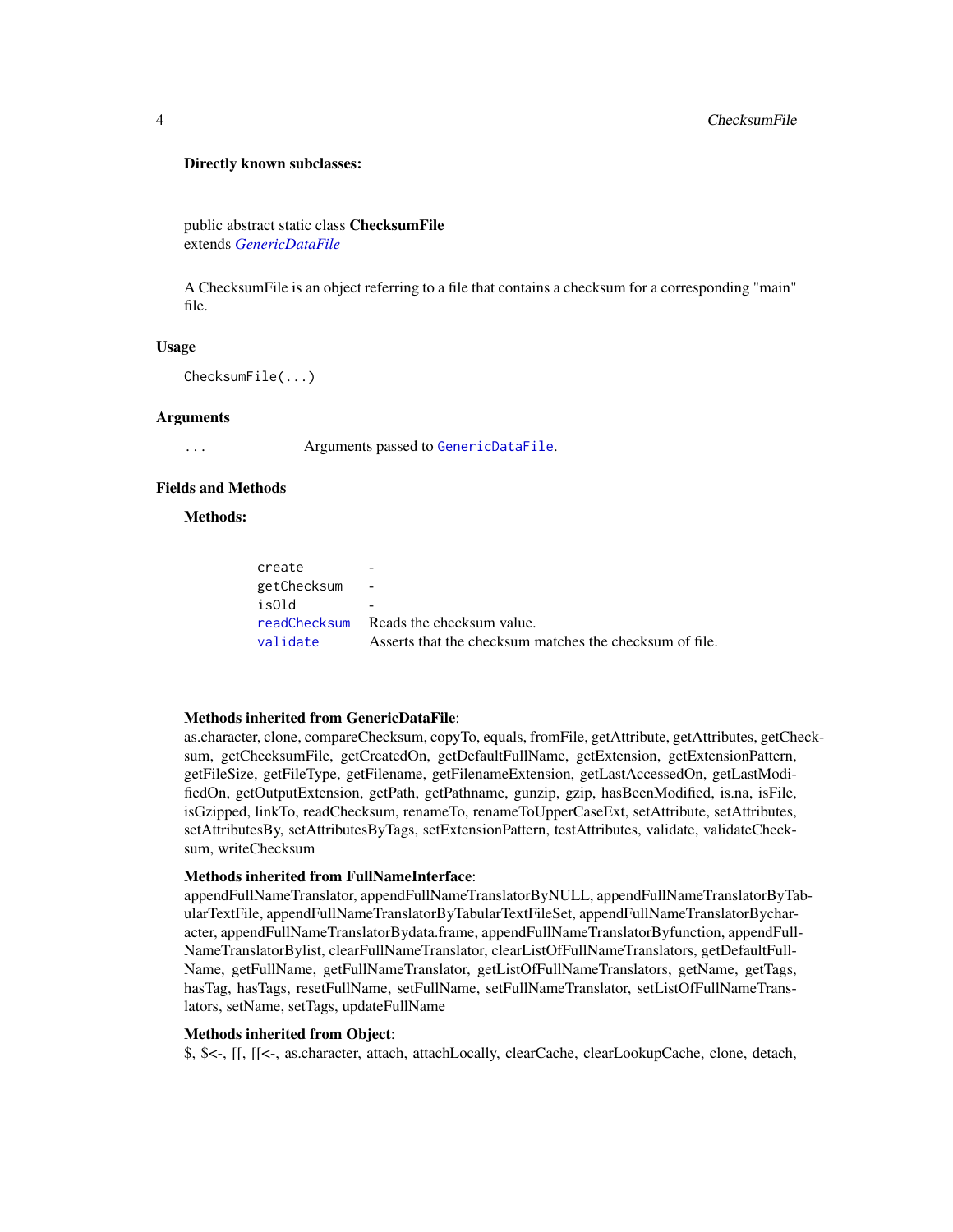**Directly known subclasses:**

public abstract static class **ChecksumFile**
extends *GenericDataFile*

A ChecksumFile is an object referring to a file that contains a checksum for a corresponding "main" file.

## Usage

```
ChecksumFile(...)
```

## Arguments

| | |
|---|---|
| `...` | Arguments passed to `GenericDataFile`. |

## Fields and Methods

**Methods:**

| | |
|---|---|
| `create` | - |
| `getChecksum` | - |
| `isOld` | - |
| `readChecksum` | Reads the checksum value. |
| `validate` | Asserts that the checksum matches the checksum of file. |

**Methods inherited from GenericDataFile**:
as.character, clone, compareChecksum, copyTo, equals, fromFile, getAttribute, getAttributes, getChecksum, getChecksumFile, getCreatedOn, getDefaultFullName, getExtension, getExtensionPattern, getFileSize, getFileType, getFilename, getFilenameExtension, getLastAccessedOn, getLastModifiedOn, getOutputExtension, getPath, getPathname, gunzip, gzip, hasBeenModified, is.na, isFile, isGzipped, linkTo, readChecksum, renameTo, renameToUpperCaseExt, setAttribute, setAttributes, setAttributesBy, setAttributesByTags, setExtensionPattern, testAttributes, validate, validateChecksum, writeChecksum

**Methods inherited from FullNameInterface**:
appendFullNameTranslator, appendFullNameTranslatorByNULL, appendFullNameTranslatorByTabularTextFile, appendFullNameTranslatorByTabularTextFileSet, appendFullNameTranslatorBycharacter, appendFullNameTranslatorBydata.frame, appendFullNameTranslatorByfunction, appendFullNameTranslatorBylist, clearFullNameTranslator, clearListOfFullNameTranslators, getDefaultFullName, getFullName, getFullNameTranslator, getListOfFullNameTranslators, getName, getTags, hasTag, hasTags, resetFullName, setFullName, setFullNameTranslator, setListOfFullNameTranslators, setName, setTags, updateFullName

**Methods inherited from Object**:
$, $<-, [[, [[<-, as.character, attach, attachLocally, clearCache, clearLookupCache, clone, detach,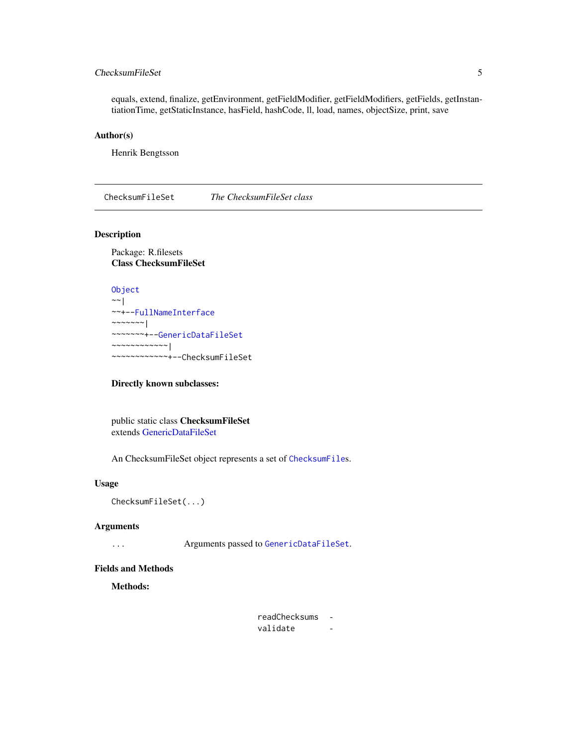equals, extend, finalize, getEnvironment, getFieldModifier, getFieldModifiers, getFields, getInstantiationTime, getStaticInstance, hasField, hashCode, ll, load, names, objectSize, print, save

## Author(s)

Henrik Bengtsson

---

ChecksumFileSet *The ChecksumFileSet class*

---

## Description

Package: R.filesets
**Class ChecksumFileSet**

```
Object
~~|
~~+--FullNameInterface
~~~~~~~|
~~~~~~~+--GenericDataFileSet
~~~~~~~~~~~~|
~~~~~~~~~~~~+--ChecksumFileSet
```

**Directly known subclasses:**

public static class **ChecksumFileSet**
extends GenericDataFileSet

An ChecksumFileSet object represents a set of `ChecksumFile`s.

## Usage

```
ChecksumFileSet(...)
```

## Arguments

`...` Arguments passed to `GenericDataFileSet`.

## Fields and Methods

**Methods:**

| | |
|---|---|
| `readChecksums` | - |
| `validate` | - |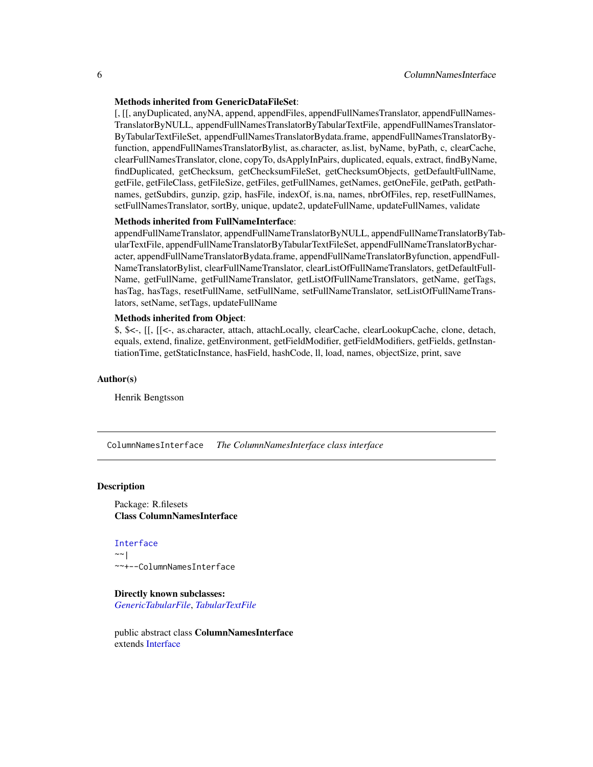**Methods inherited from GenericDataFileSet**:
[, [[, anyDuplicated, anyNA, append, appendFiles, appendFullNamesTranslator, appendFullNamesTranslatorByNULL, appendFullNamesTranslatorByTabularTextFile, appendFullNamesTranslatorByTabularTextFileSet, appendFullNamesTranslatorBydata.frame, appendFullNamesTranslatorByfunction, appendFullNamesTranslatorBylist, as.character, as.list, byName, byPath, c, clearCache, clearFullNamesTranslator, clone, copyTo, dsApplyInPairs, duplicated, equals, extract, findByName, findDuplicated, getChecksum, getChecksumFileSet, getChecksumObjects, getDefaultFullName, getFile, getFileClass, getFileSize, getFiles, getFullNames, getNames, getOneFile, getPath, getPathnames, getSubdirs, gunzip, gzip, hasFile, indexOf, is.na, names, nbrOfFiles, rep, resetFullNames, setFullNamesTranslator, sortBy, unique, update2, updateFullName, updateFullNames, validate

**Methods inherited from FullNameInterface**:
appendFullNameTranslator, appendFullNameTranslatorByNULL, appendFullNameTranslatorByTabularTextFile, appendFullNameTranslatorByTabularTextFileSet, appendFullNameTranslatorBycharacter, appendFullNameTranslatorBydata.frame, appendFullNameTranslatorByfunction, appendFullNameTranslatorBylist, clearFullNameTranslator, clearListOfFullNameTranslators, getDefaultFullName, getFullName, getFullNameTranslator, getListOfFullNameTranslators, getName, getTags, hasTag, hasTags, resetFullName, setFullName, setFullNameTranslator, setListOfFullNameTranslators, setName, setTags, updateFullName

**Methods inherited from Object**:
$, $<-, [[, [[<-, as.character, attach, attachLocally, clearCache, clearLookupCache, clone, detach, equals, extend, finalize, getEnvironment, getFieldModifier, getFieldModifiers, getFields, getInstantiationTime, getStaticInstance, hasField, hashCode, ll, load, names, objectSize, print, save

### Author(s)

Henrik Bengtsson

---

## ColumnNamesInterface *The ColumnNamesInterface class interface*

### Description

Package: R.filesets
**Class ColumnNamesInterface**

```
Interface
~~|
~~+--ColumnNamesInterface
```

**Directly known subclasses:**
*GenericTabularFile*, *TabularTextFile*

public abstract class **ColumnNamesInterface**
extends Interface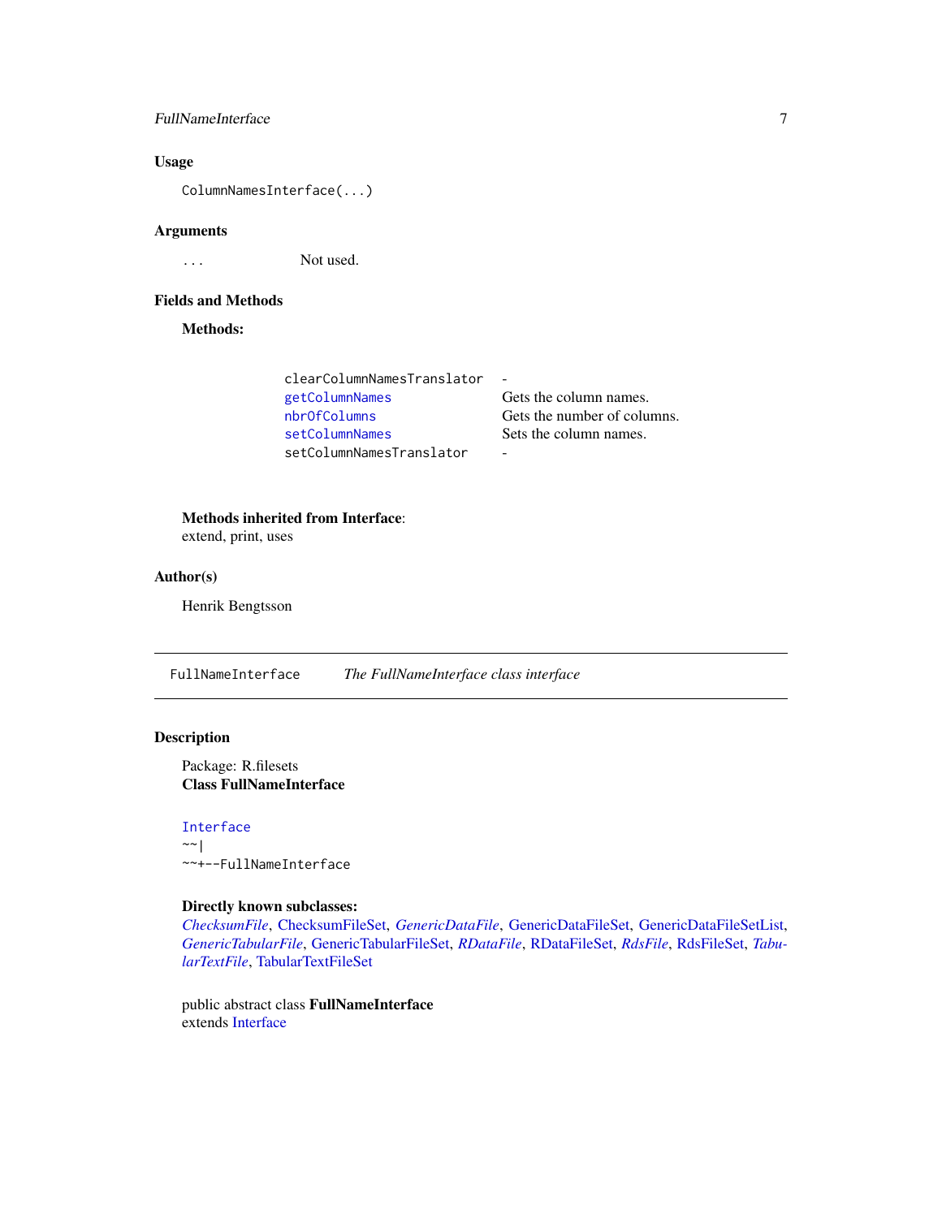## Usage

```
ColumnNamesInterface(...)
```

## Arguments

| | |
|---|---|
| ... | Not used. |

## Fields and Methods

**Methods:**

| | |
|---|---|
| clearColumnNamesTranslator | - |
| getColumnNames | Gets the column names. |
| nbrOfColumns | Gets the number of columns. |
| setColumnNames | Sets the column names. |
| setColumnNamesTranslator | - |

**Methods inherited from Interface**:
extend, print, uses

## Author(s)

Henrik Bengtsson

---

# FullNameInterface *The FullNameInterface class interface*

## Description

Package: R.filesets
**Class FullNameInterface**

```
Interface
~~|
~~+--FullNameInterface
```

**Directly known subclasses:**
*ChecksumFile*, ChecksumFileSet, *GenericDataFile*, GenericDataFileSet, GenericDataFileSetList, *GenericTabularFile*, GenericTabularFileSet, *RDataFile*, RDataFileSet, *RdsFile*, RdsFileSet, *TabularTextFile*, TabularTextFileSet

public abstract class **FullNameInterface**
extends Interface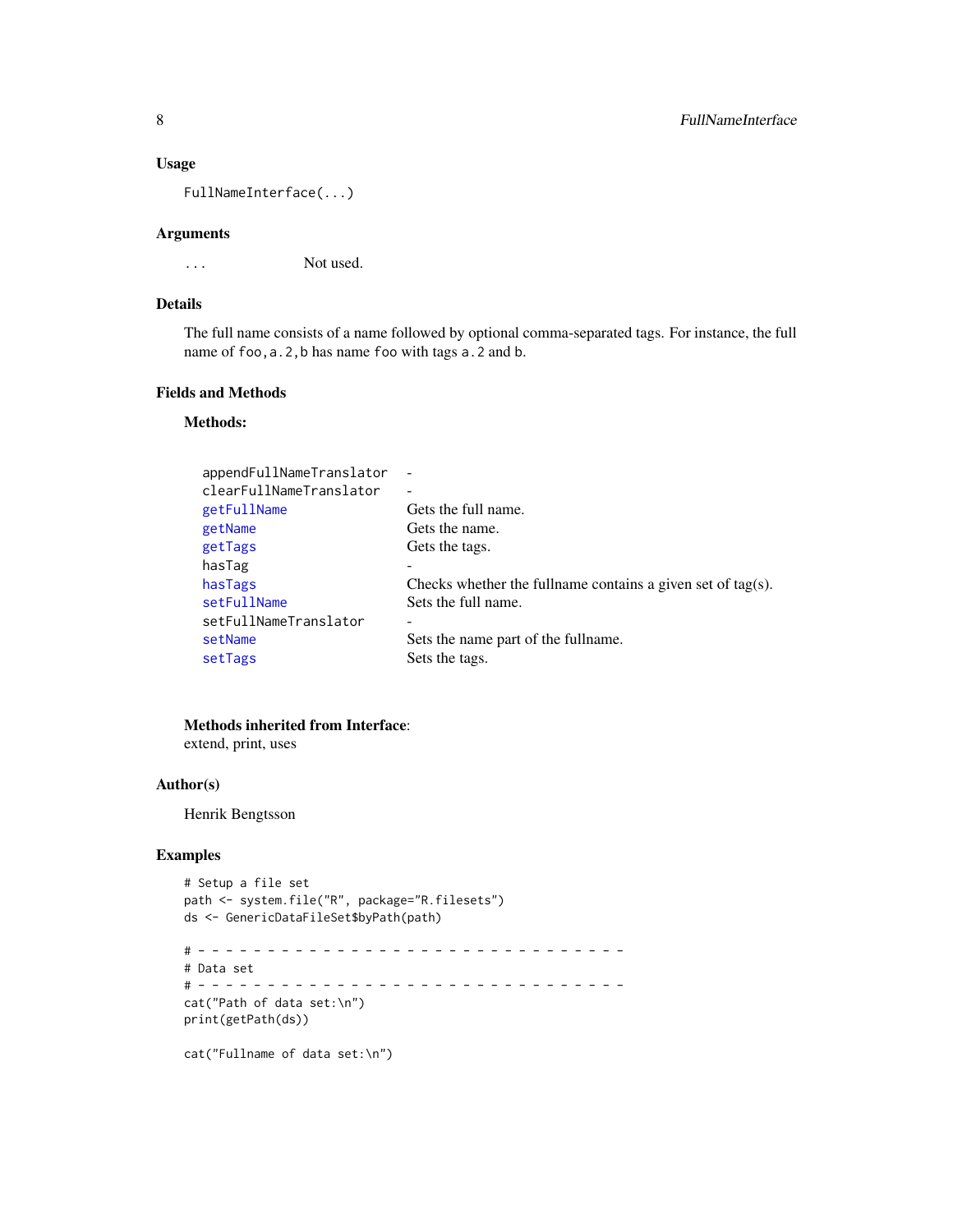## Usage

```
FullNameInterface(...)
```

## Arguments

| | |
|---|---|
| ... | Not used. |

## Details

The full name consists of a name followed by optional comma-separated tags. For instance, the full name of `foo,a.2,b` has name `foo` with tags `a.2` and `b`.

## Fields and Methods

**Methods:**

| | |
|---|---|
| appendFullNameTranslator | - |
| clearFullNameTranslator | - |
| getFullName | Gets the full name. |
| getName | Gets the name. |
| getTags | Gets the tags. |
| hasTag | - |
| hasTags | Checks whether the fullname contains a given set of tag(s). |
| setFullName | Sets the full name. |
| setFullNameTranslator | - |
| setName | Sets the name part of the fullname. |
| setTags | Sets the tags. |

**Methods inherited from Interface**:
extend, print, uses

## Author(s)

Henrik Bengtsson

## Examples

```
# Setup a file set
path <- system.file("R", package="R.filesets")
ds <- GenericDataFileSet$byPath(path)

# - - - - - - - - - - - - - - - - - - - - - - - - - - - - - - -
# Data set
# - - - - - - - - - - - - - - - - - - - - - - - - - - - - - - -
cat("Path of data set:\n")
print(getPath(ds))

cat("Fullname of data set:\n")
```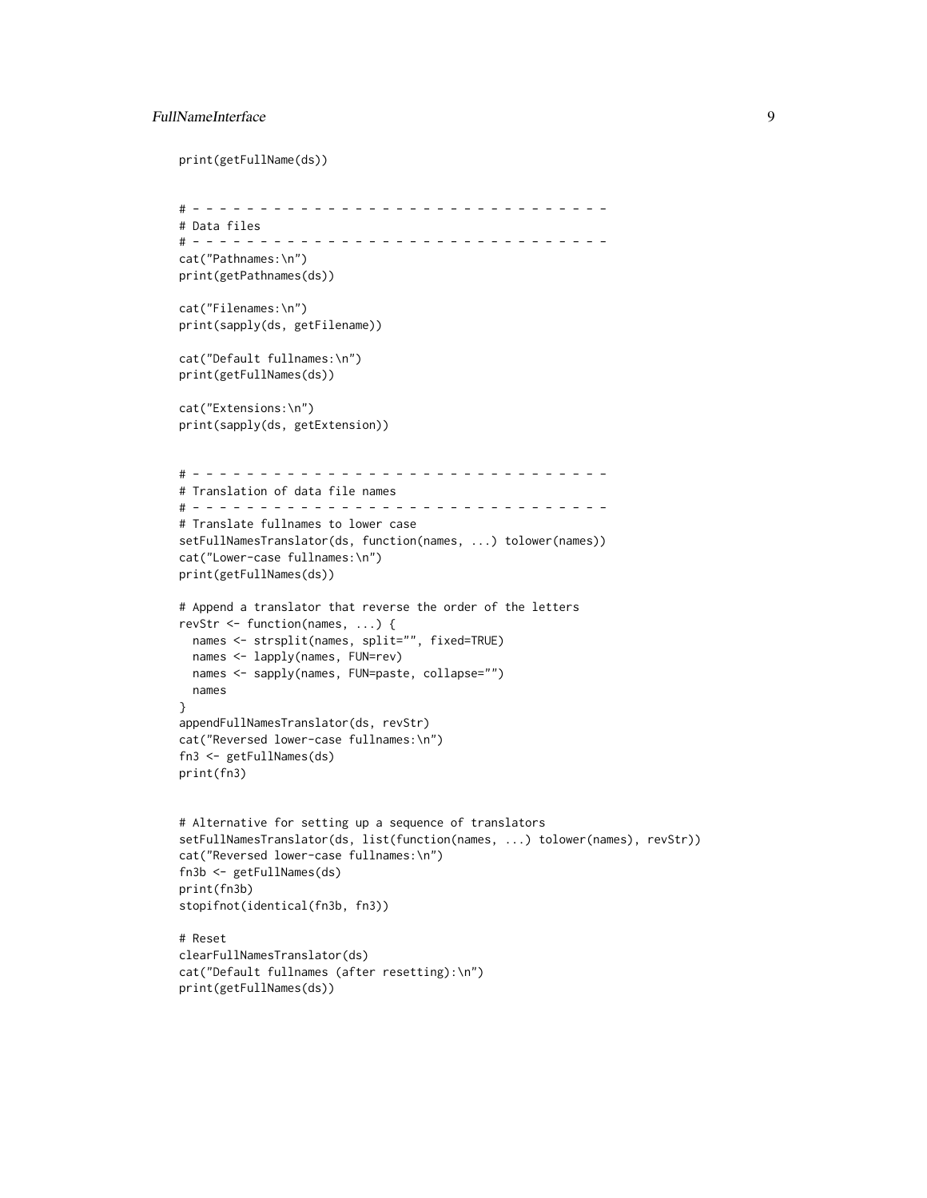```
print(getFullName(ds))


# - - - - - - - - - - - - - - - - - - - - - - - - - - - - - - - -
# Data files
# - - - - - - - - - - - - - - - - - - - - - - - - - - - - - - - -
cat("Pathnames:\n")
print(getPathnames(ds))

cat("Filenames:\n")
print(sapply(ds, getFilename))

cat("Default fullnames:\n")
print(getFullNames(ds))

cat("Extensions:\n")
print(sapply(ds, getExtension))


# - - - - - - - - - - - - - - - - - - - - - - - - - - - - - - - -
# Translation of data file names
# - - - - - - - - - - - - - - - - - - - - - - - - - - - - - - - -
# Translate fullnames to lower case
setFullNamesTranslator(ds, function(names, ...) tolower(names))
cat("Lower-case fullnames:\n")
print(getFullNames(ds))

# Append a translator that reverse the order of the letters
revStr <- function(names, ...) {
  names <- strsplit(names, split="", fixed=TRUE)
  names <- lapply(names, FUN=rev)
  names <- sapply(names, FUN=paste, collapse="")
  names
}
appendFullNamesTranslator(ds, revStr)
cat("Reversed lower-case fullnames:\n")
fn3 <- getFullNames(ds)
print(fn3)


# Alternative for setting up a sequence of translators
setFullNamesTranslator(ds, list(function(names, ...) tolower(names), revStr))
cat("Reversed lower-case fullnames:\n")
fn3b <- getFullNames(ds)
print(fn3b)
stopifnot(identical(fn3b, fn3))

# Reset
clearFullNamesTranslator(ds)
cat("Default fullnames (after resetting):\n")
print(getFullNames(ds))
```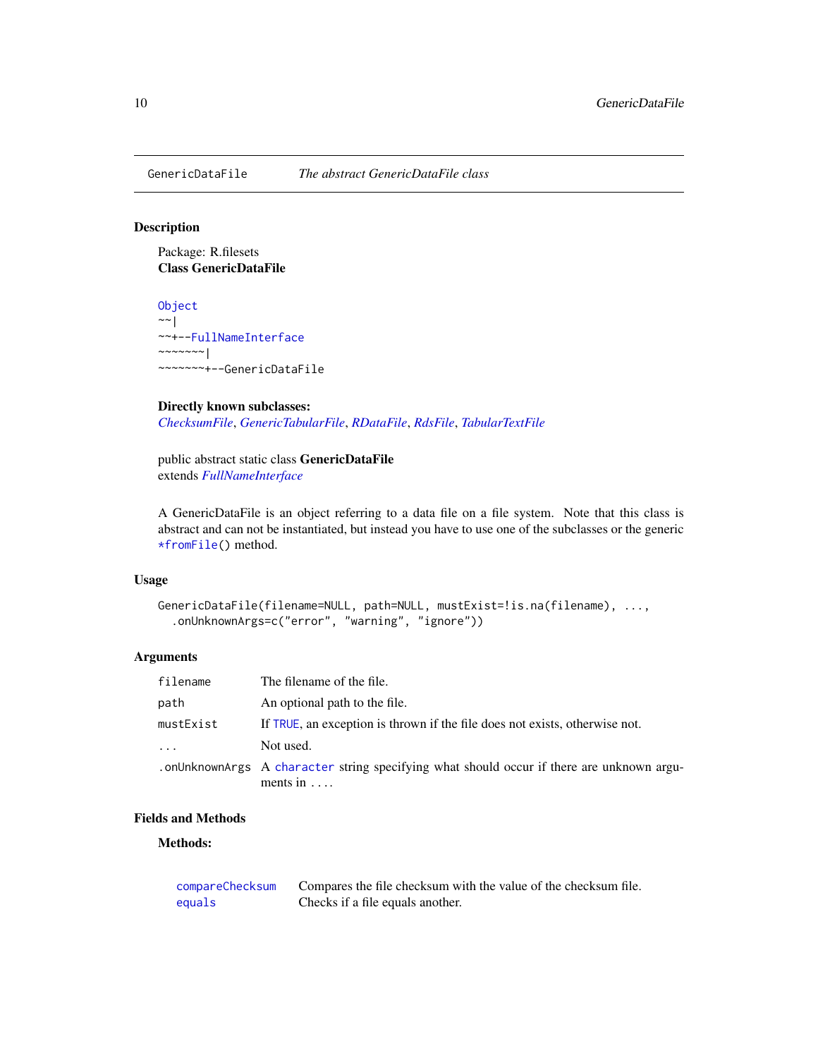GenericDataFile — *The abstract GenericDataFile class*

## Description

Package: R.filesets
**Class GenericDataFile**

```
Object
~~|
~~+--FullNameInterface
~~~~~~~|
~~~~~~~+--GenericDataFile
```

**Directly known subclasses:**
*ChecksumFile*, *GenericTabularFile*, *RDataFile*, *RdsFile*, *TabularTextFile*

public abstract static class **GenericDataFile**
extends *FullNameInterface*

A GenericDataFile is an object referring to a data file on a file system. Note that this class is abstract and can not be instantiated, but instead you have to use one of the subclasses or the generic `*fromFile()` method.

## Usage

```
GenericDataFile(filename=NULL, path=NULL, mustExist=!is.na(filename), ...,
  .onUnknownArgs=c("error", "warning", "ignore"))
```

## Arguments

| | |
|---|---|
| `filename` | The filename of the file. |
| `path` | An optional path to the file. |
| `mustExist` | If `TRUE`, an exception is thrown if the file does not exists, otherwise not. |
| `...` | Not used. |
| `.onUnknownArgs` | A `character` string specifying what should occur if there are unknown arguments in `...`. |

## Fields and Methods

**Methods:**

| | |
|---|---|
| `compareChecksum` | Compares the file checksum with the value of the checksum file. |
| `equals` | Checks if a file equals another. |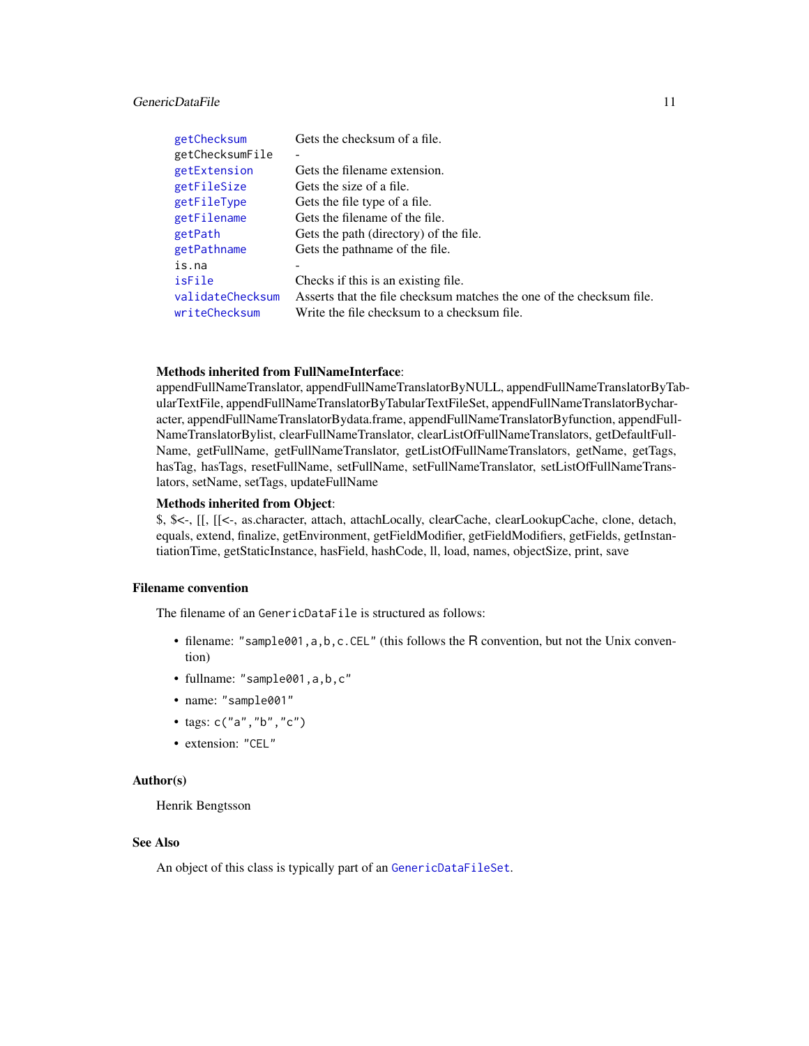| | |
|---|---|
| getChecksum | Gets the checksum of a file. |
| getChecksumFile | - |
| getExtension | Gets the filename extension. |
| getFileSize | Gets the size of a file. |
| getFileType | Gets the file type of a file. |
| getFilename | Gets the filename of the file. |
| getPath | Gets the path (directory) of the file. |
| getPathname | Gets the pathname of the file. |
| is.na | - |
| isFile | Checks if this is an existing file. |
| validateChecksum | Asserts that the file checksum matches the one of the checksum file. |
| writeChecksum | Write the file checksum to a checksum file. |

**Methods inherited from FullNameInterface**:
appendFullNameTranslator, appendFullNameTranslatorByNULL, appendFullNameTranslatorByTabularTextFile, appendFullNameTranslatorByTabularTextFileSet, appendFullNameTranslatorBycharacter, appendFullNameTranslatorBydata.frame, appendFullNameTranslatorByfunction, appendFullNameTranslatorBylist, clearFullNameTranslator, clearListOfFullNameTranslators, getDefaultFullName, getFullName, getFullNameTranslator, getListOfFullNameTranslators, getName, getTags, hasTag, hasTags, resetFullName, setFullName, setFullNameTranslator, setListOfFullNameTranslators, setName, setTags, updateFullName

**Methods inherited from Object**:
$, $<-, [[, [[<-, as.character, attach, attachLocally, clearCache, clearLookupCache, clone, detach, equals, extend, finalize, getEnvironment, getFieldModifier, getFieldModifiers, getFields, getInstantiationTime, getStaticInstance, hasField, hashCode, ll, load, names, objectSize, print, save

### Filename convention

The filename of an `GenericDataFile` is structured as follows:

- filename: `"sample001,a,b,c.CEL"` (this follows the R convention, but not the Unix convention)
- fullname: `"sample001,a,b,c"`
- name: `"sample001"`
- tags: `c("a","b","c")`
- extension: `"CEL"`

### Author(s)

Henrik Bengtsson

### See Also

An object of this class is typically part of an `GenericDataFileSet`.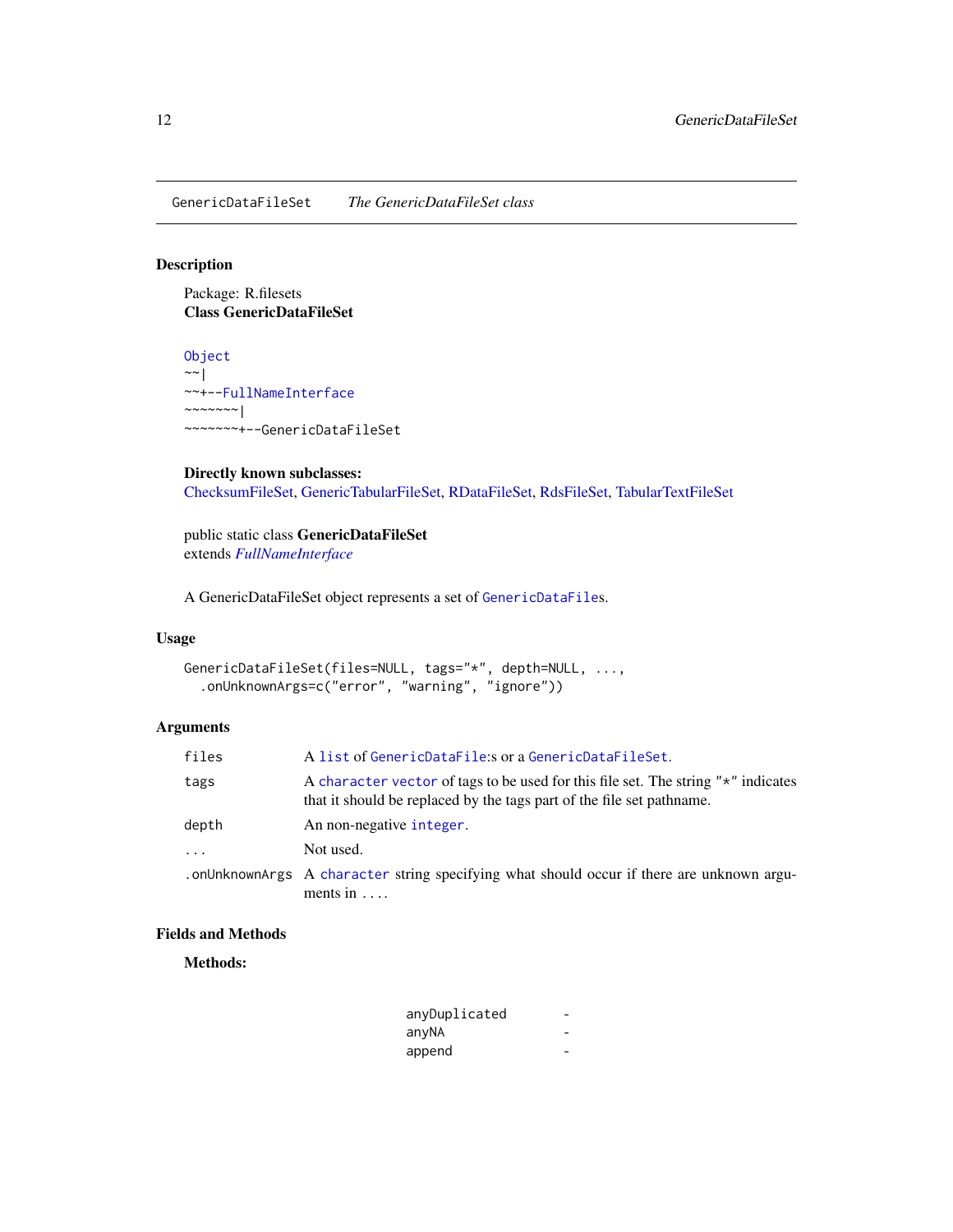`GenericDataFileSet` *The GenericDataFileSet class*

## Description

Package: R.filesets
**Class GenericDataFileSet**

```
Object
~~|
~~+--FullNameInterface
~~~~~~~|
~~~~~~~+--GenericDataFileSet
```

**Directly known subclasses:**
ChecksumFileSet, GenericTabularFileSet, RDataFileSet, RdsFileSet, TabularTextFileSet

public static class **GenericDataFileSet**
extends *FullNameInterface*

A GenericDataFileSet object represents a set of `GenericDataFile`s.

## Usage

```
GenericDataFileSet(files=NULL, tags="*", depth=NULL, ...,
  .onUnknownArgs=c("error", "warning", "ignore"))
```

## Arguments

| | |
|---|---|
| `files` | A `list` of `GenericDataFile`:s or a `GenericDataFileSet`. |
| `tags` | A `character` `vector` of tags to be used for this file set. The string `"*"` indicates that it should be replaced by the tags part of the file set pathname. |
| `depth` | An non-negative `integer`. |
| `...` | Not used. |
| `.onUnknownArgs` | A `character` string specifying what should occur if there are unknown arguments in `...`. |

## Fields and Methods

**Methods:**

| | |
|---|---|
| `anyDuplicated` | - |
| `anyNA` | - |
| `append` | - |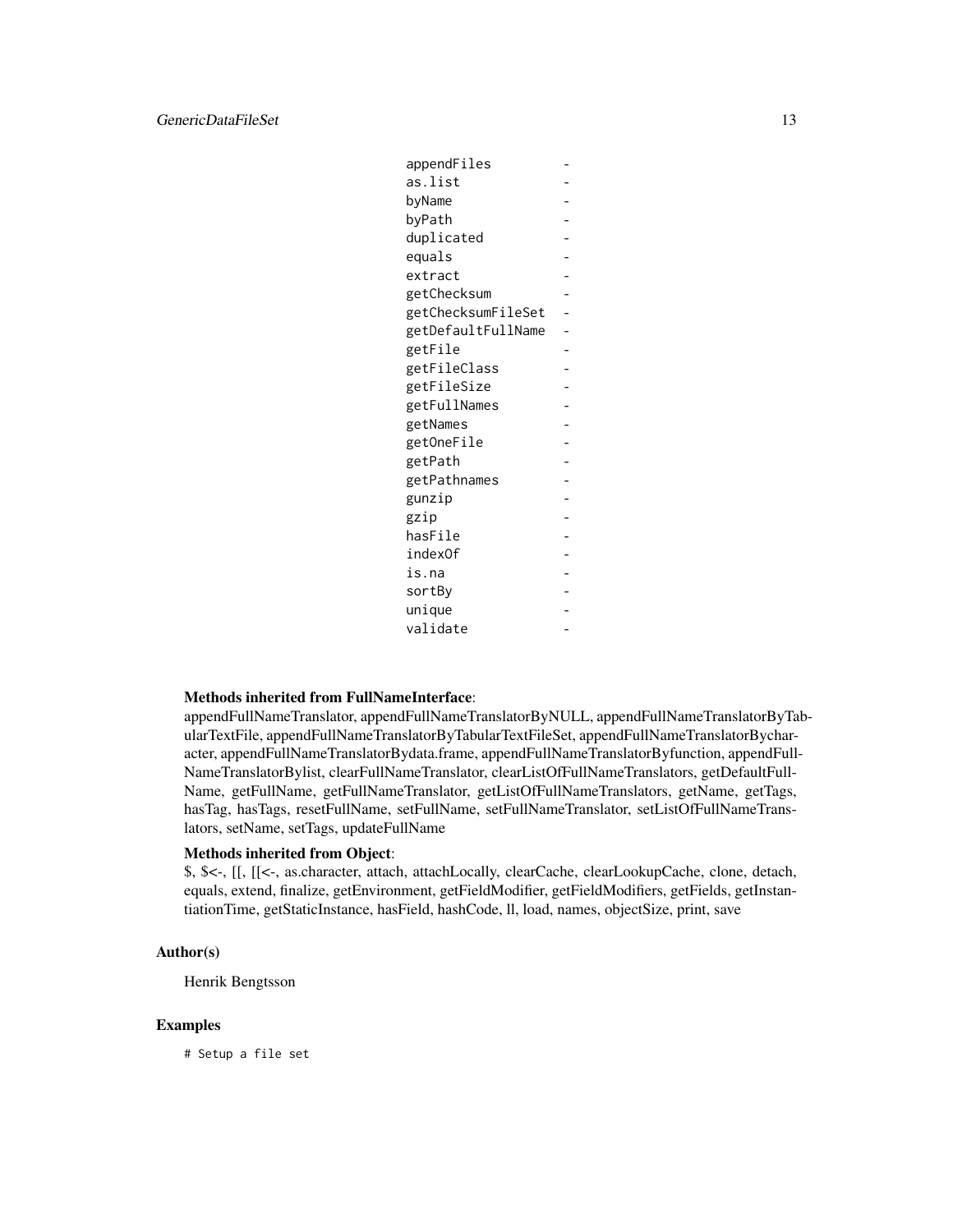| | |
|---|---|
| appendFiles | - |
| as.list | - |
| byName | - |
| byPath | - |
| duplicated | - |
| equals | - |
| extract | - |
| getChecksum | - |
| getChecksumFileSet | - |
| getDefaultFullName | - |
| getFile | - |
| getFileClass | - |
| getFileSize | - |
| getFullNames | - |
| getNames | - |
| getOneFile | - |
| getPath | - |
| getPathnames | - |
| gunzip | - |
| gzip | - |
| hasFile | - |
| indexOf | - |
| is.na | - |
| sortBy | - |
| unique | - |
| validate | - |

**Methods inherited from FullNameInterface**:
appendFullNameTranslator, appendFullNameTranslatorByNULL, appendFullNameTranslatorByTabularTextFile, appendFullNameTranslatorByTabularTextFileSet, appendFullNameTranslatorBycharacter, appendFullNameTranslatorBydata.frame, appendFullNameTranslatorByfunction, appendFullNameTranslatorBylist, clearFullNameTranslator, clearListOfFullNameTranslators, getDefaultFullName, getFullName, getFullNameTranslator, getListOfFullNameTranslators, getName, getTags, hasTag, hasTags, resetFullName, setFullName, setFullNameTranslator, setListOfFullNameTranslators, setName, setTags, updateFullName

**Methods inherited from Object**:
$, $<-, [[, [[<-, as.character, attach, attachLocally, clearCache, clearLookupCache, clone, detach, equals, extend, finalize, getEnvironment, getFieldModifier, getFieldModifiers, getFields, getInstantiationTime, getStaticInstance, hasField, hashCode, ll, load, names, objectSize, print, save

## Author(s)

Henrik Bengtsson

## Examples

```
# Setup a file set
```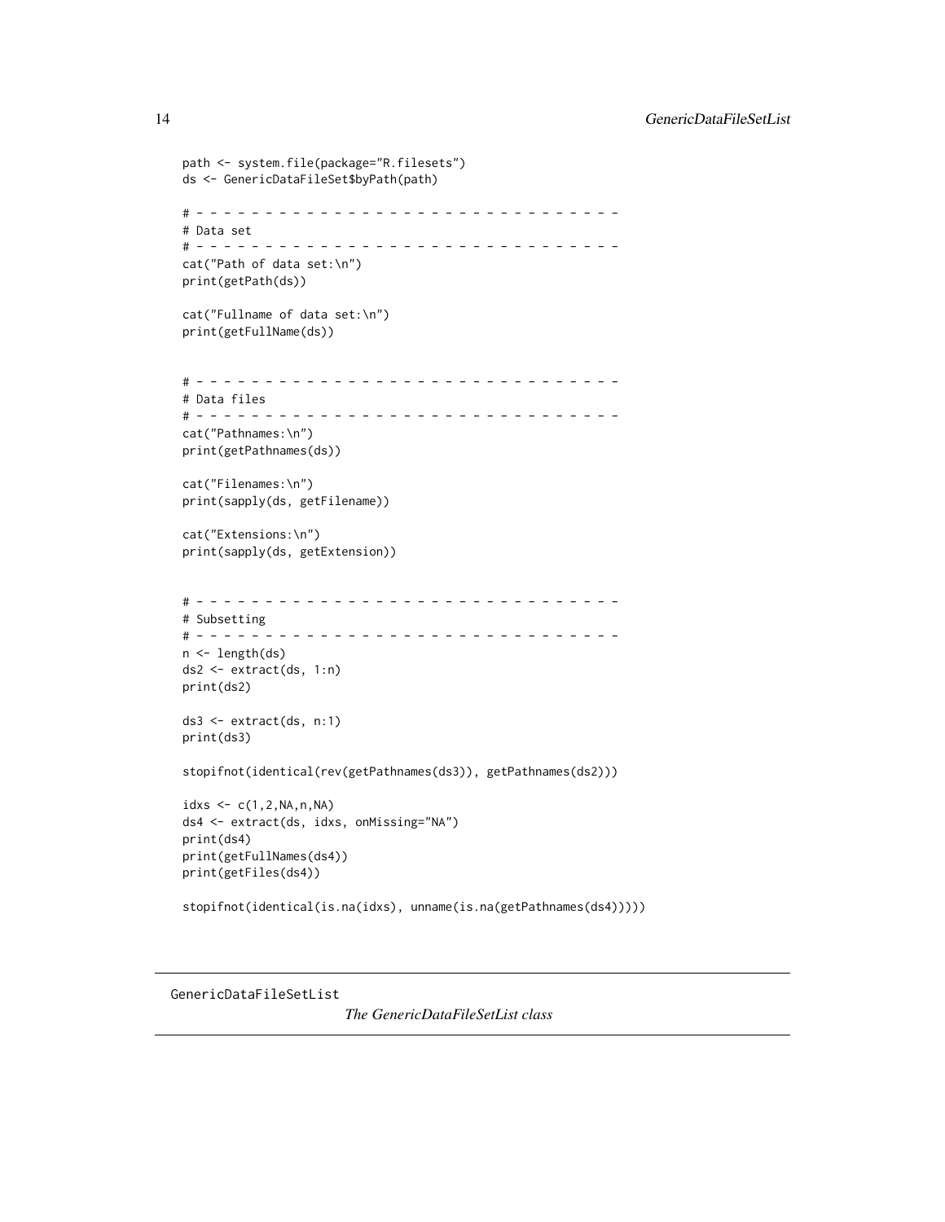```
path <- system.file(package="R.filesets")
ds <- GenericDataFileSet$byPath(path)

# - - - - - - - - - - - - - - - - - - - - - - - - - - - - - - - -
# Data set
# - - - - - - - - - - - - - - - - - - - - - - - - - - - - - - - -
cat("Path of data set:\n")
print(getPath(ds))

cat("Fullname of data set:\n")
print(getFullName(ds))


# - - - - - - - - - - - - - - - - - - - - - - - - - - - - - - - -
# Data files
# - - - - - - - - - - - - - - - - - - - - - - - - - - - - - - - -
cat("Pathnames:\n")
print(getPathnames(ds))

cat("Filenames:\n")
print(sapply(ds, getFilename))

cat("Extensions:\n")
print(sapply(ds, getExtension))


# - - - - - - - - - - - - - - - - - - - - - - - - - - - - - - - -
# Subsetting
# - - - - - - - - - - - - - - - - - - - - - - - - - - - - - - - -
n <- length(ds)
ds2 <- extract(ds, 1:n)
print(ds2)

ds3 <- extract(ds, n:1)
print(ds3)

stopifnot(identical(rev(getPathnames(ds3)), getPathnames(ds2)))

idxs <- c(1,2,NA,n,NA)
ds4 <- extract(ds, idxs, onMissing="NA")
print(ds4)
print(getFullNames(ds4))
print(getFiles(ds4))

stopifnot(identical(is.na(idxs), unname(is.na(getPathnames(ds4)))))
```

---

GenericDataFileSetList

## *The GenericDataFileSetList class*

---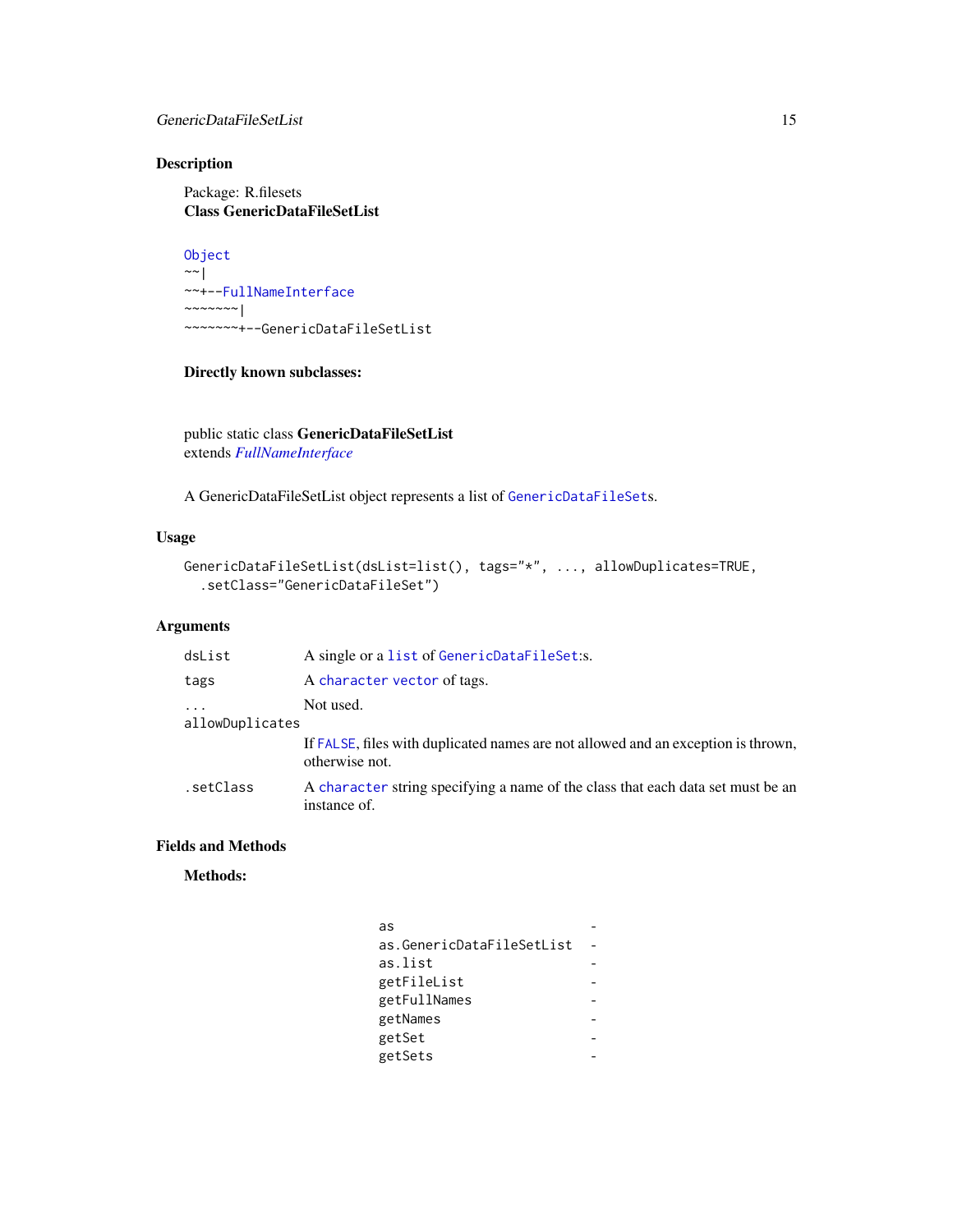## Description

Package: R.filesets
**Class GenericDataFileSetList**

```
Object
~~|
~~+--FullNameInterface
~~~~~~~|
~~~~~~~+--GenericDataFileSetList
```

**Directly known subclasses:**

public static class **GenericDataFileSetList**
extends *FullNameInterface*

A GenericDataFileSetList object represents a list of `GenericDataFileSet`s.

## Usage

```
GenericDataFileSetList(dsList=list(), tags="*", ..., allowDuplicates=TRUE,
  .setClass="GenericDataFileSet")
```

## Arguments

| | |
|---|---|
| `dsList` | A single or a `list` of `GenericDataFileSet`:s. |
| `tags` | A `character` `vector` of tags. |
| `...` | Not used. |
| `allowDuplicates` | If `FALSE`, files with duplicated names are not allowed and an exception is thrown, otherwise not. |
| `.setClass` | A `character` string specifying a name of the class that each data set must be an instance of. |

## Fields and Methods

**Methods:**

| | |
|---|---|
| `as` | - |
| `as.GenericDataFileSetList` | - |
| `as.list` | - |
| `getFileList` | - |
| `getFullNames` | - |
| `getNames` | - |
| `getSet` | - |
| `getSets` | - |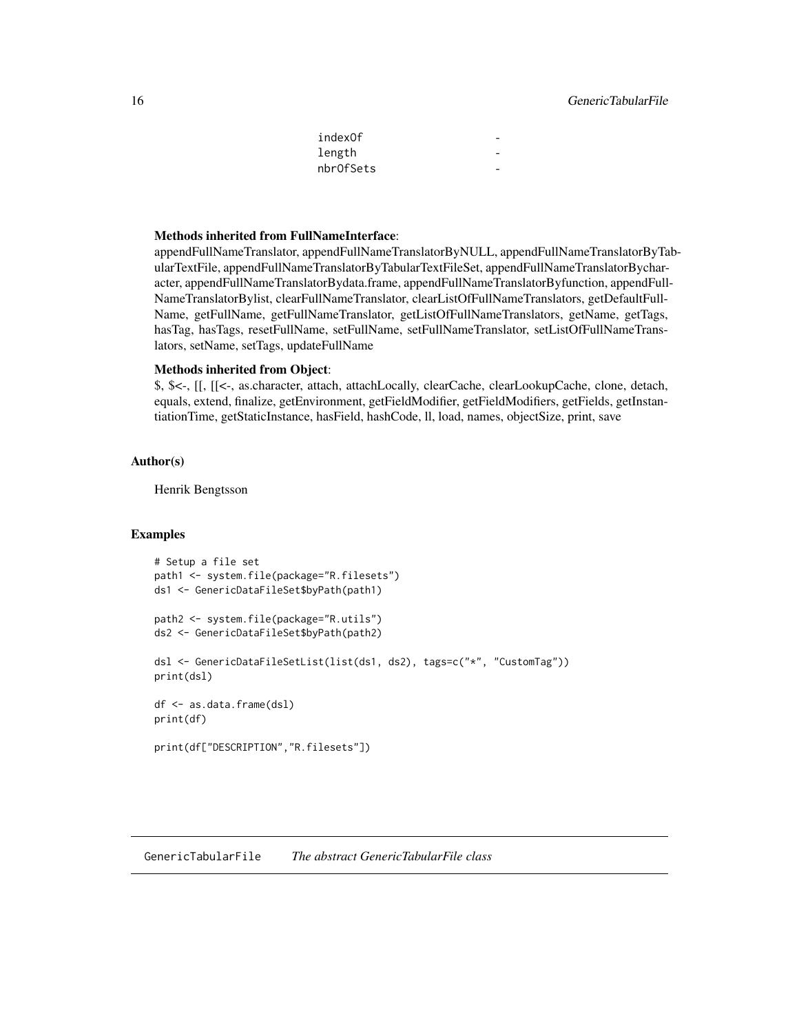| | |
|---|---|
| indexOf | - |
| length | - |
| nbrOfSets | - |

**Methods inherited from FullNameInterface**:
appendFullNameTranslator, appendFullNameTranslatorByNULL, appendFullNameTranslatorByTabularTextFile, appendFullNameTranslatorByTabularTextFileSet, appendFullNameTranslatorBycharacter, appendFullNameTranslatorBydata.frame, appendFullNameTranslatorByfunction, appendFullNameTranslatorBylist, clearFullNameTranslator, clearListOfFullNameTranslators, getDefaultFullName, getFullName, getFullNameTranslator, getListOfFullNameTranslators, getName, getTags, hasTag, hasTags, resetFullName, setFullName, setFullNameTranslator, setListOfFullNameTranslators, setName, setTags, updateFullName

**Methods inherited from Object**:
$, $<-, [[, [[<-, as.character, attach, attachLocally, clearCache, clearLookupCache, clone, detach, equals, extend, finalize, getEnvironment, getFieldModifier, getFieldModifiers, getFields, getInstantiationTime, getStaticInstance, hasField, hashCode, ll, load, names, objectSize, print, save

## Author(s)

Henrik Bengtsson

## Examples

```
# Setup a file set
path1 <- system.file(package="R.filesets")
ds1 <- GenericDataFileSet$byPath(path1)

path2 <- system.file(package="R.utils")
ds2 <- GenericDataFileSet$byPath(path2)

dsl <- GenericDataFileSetList(list(ds1, ds2), tags=c("*", "CustomTag"))
print(dsl)

df <- as.data.frame(dsl)
print(df)

print(df["DESCRIPTION","R.filesets"])
```

---

# GenericTabularFile *The abstract GenericTabularFile class*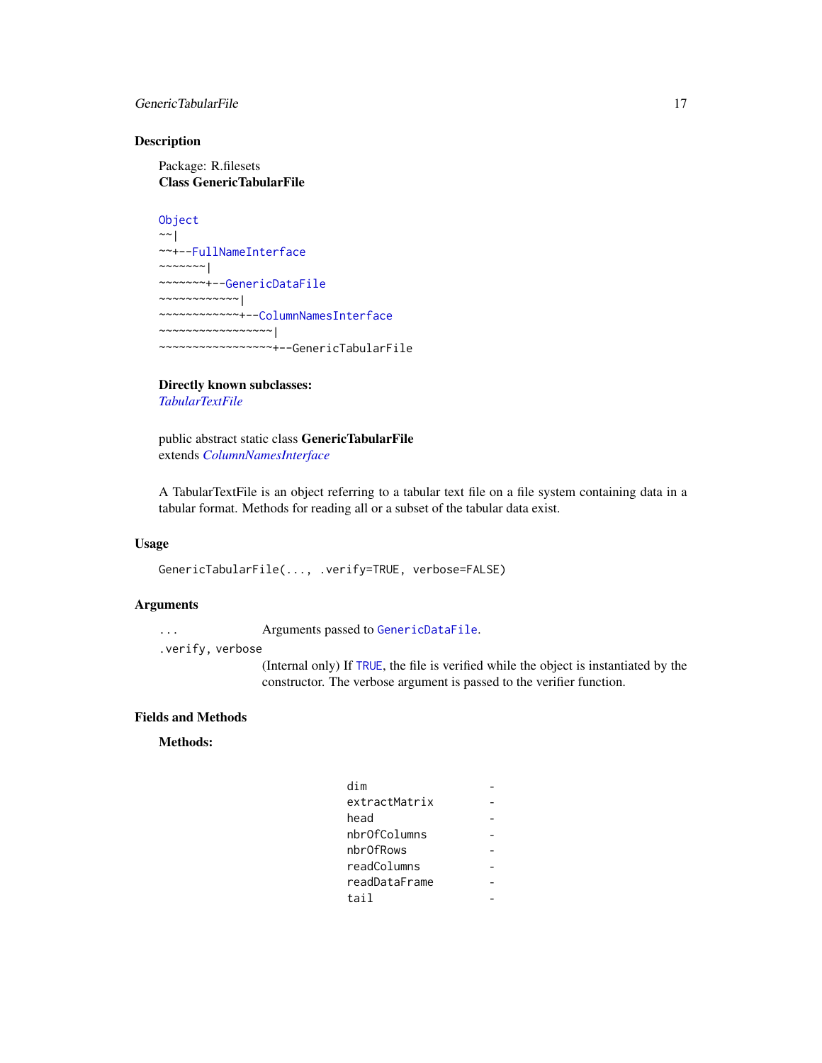## Description

Package: R.filesets
**Class GenericTabularFile**

```
Object
~~|
~~+--FullNameInterface
~~~~~~~|
~~~~~~~+--GenericDataFile
~~~~~~~~~~~~|
~~~~~~~~~~~~+--ColumnNamesInterface
~~~~~~~~~~~~~~~~~|
~~~~~~~~~~~~~~~~~+--GenericTabularFile
```

**Directly known subclasses:**
*TabularTextFile*

public abstract static class **GenericTabularFile**
extends *ColumnNamesInterface*

A TabularTextFile is an object referring to a tabular text file on a file system containing data in a tabular format. Methods for reading all or a subset of the tabular data exist.

## Usage

```
GenericTabularFile(..., .verify=TRUE, verbose=FALSE)
```

## Arguments

`...` Arguments passed to `GenericDataFile`.

`.verify, verbose` (Internal only) If `TRUE`, the file is verified while the object is instantiated by the constructor. The verbose argument is passed to the verifier function.

## Fields and Methods

**Methods:**

| | |
|---|---|
| dim | - |
| extractMatrix | - |
| head | - |
| nbrOfColumns | - |
| nbrOfRows | - |
| readColumns | - |
| readDataFrame | - |
| tail | - |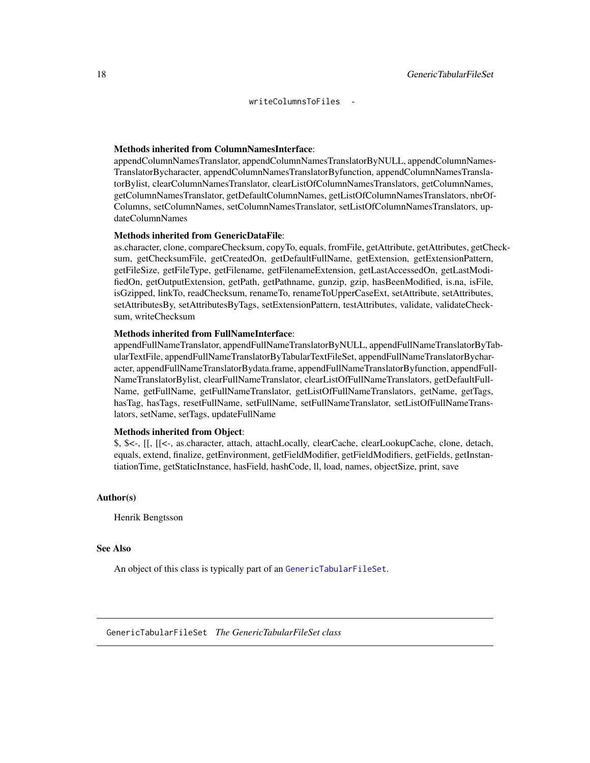```
writeColumnsToFiles  -
```

**Methods inherited from ColumnNamesInterface**:
appendColumnNamesTranslator, appendColumnNamesTranslatorByNULL, appendColumnNamesTranslatorBycharacter, appendColumnNamesTranslatorByfunction, appendColumnNamesTranslatorBylist, clearColumnNamesTranslator, clearListOfColumnNamesTranslators, getColumnNames, getColumnNamesTranslator, getDefaultColumnNames, getListOfColumnNamesTranslators, nbrOfColumns, setColumnNames, setColumnNamesTranslator, setListOfColumnNamesTranslators, updateColumnNames

**Methods inherited from GenericDataFile**:
as.character, clone, compareChecksum, copyTo, equals, fromFile, getAttribute, getAttributes, getChecksum, getChecksumFile, getCreatedOn, getDefaultFullName, getExtension, getExtensionPattern, getFileSize, getFileType, getFilename, getFilenameExtension, getLastAccessedOn, getLastModifiedOn, getOutputExtension, getPath, getPathname, gunzip, gzip, hasBeenModified, is.na, isFile, isGzipped, linkTo, readChecksum, renameTo, renameToUpperCaseExt, setAttribute, setAttributes, setAttributesBy, setAttributesByTags, setExtensionPattern, testAttributes, validate, validateChecksum, writeChecksum

**Methods inherited from FullNameInterface**:
appendFullNameTranslator, appendFullNameTranslatorByNULL, appendFullNameTranslatorByTabularTextFile, appendFullNameTranslatorByTabularTextFileSet, appendFullNameTranslatorBycharacter, appendFullNameTranslatorBydata.frame, appendFullNameTranslatorByfunction, appendFullNameTranslatorBylist, clearFullNameTranslator, clearListOfFullNameTranslators, getDefaultFullName, getFullName, getFullNameTranslator, getListOfFullNameTranslators, getName, getTags, hasTag, hasTags, resetFullName, setFullName, setFullNameTranslator, setListOfFullNameTranslators, setName, setTags, updateFullName

**Methods inherited from Object**:
$, $<-, [[, [[<-, as.character, attach, attachLocally, clearCache, clearLookupCache, clone, detach, equals, extend, finalize, getEnvironment, getFieldModifier, getFieldModifiers, getFields, getInstantiationTime, getStaticInstance, hasField, hashCode, ll, load, names, objectSize, print, save

## Author(s)

Henrik Bengtsson

## See Also

An object of this class is typically part of an `GenericTabularFileSet`.

---

# GenericTabularFileSet *The GenericTabularFileSet class*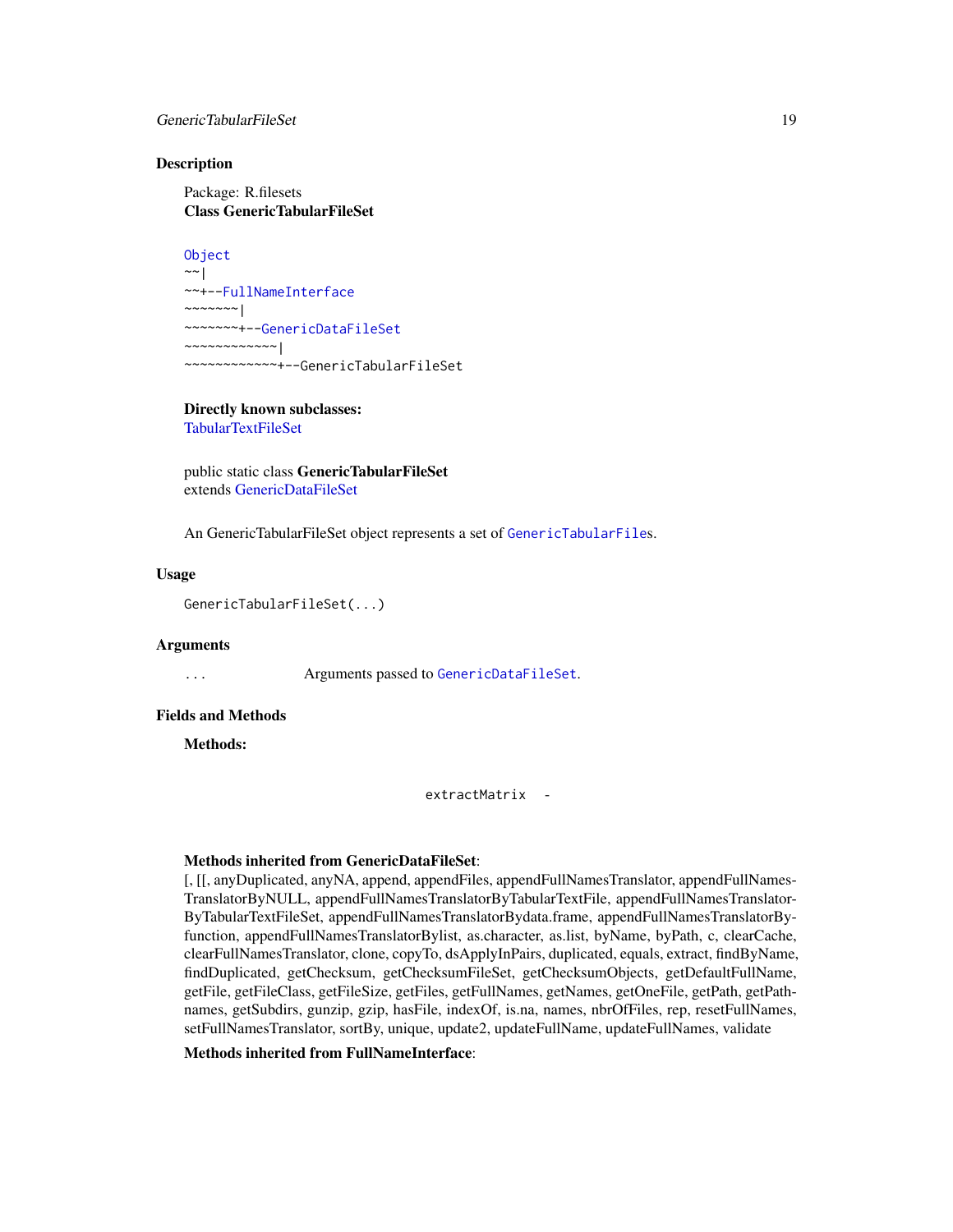## Description

Package: R.filesets
**Class GenericTabularFileSet**

```
Object
~~|
~~+--FullNameInterface
~~~~~~~|
~~~~~~~+--GenericDataFileSet
~~~~~~~~~~~~|
~~~~~~~~~~~~+--GenericTabularFileSet
```

**Directly known subclasses:**
TabularTextFileSet

public static class **GenericTabularFileSet**
extends GenericDataFileSet

An GenericTabularFileSet object represents a set of `GenericTabularFile`s.

## Usage

```
GenericTabularFileSet(...)
```

## Arguments

| | |
|---|---|
| `...` | Arguments passed to `GenericDataFileSet`. |

## Fields and Methods

**Methods:**

| | |
|---|---|
| `extractMatrix` | - |

**Methods inherited from GenericDataFileSet**:
[, [[, anyDuplicated, anyNA, append, appendFiles, appendFullNamesTranslator, appendFullNamesTranslatorByNULL, appendFullNamesTranslatorByTabularTextFile, appendFullNamesTranslatorByTabularTextFileSet, appendFullNamesTranslatorBydata.frame, appendFullNamesTranslatorByfunction, appendFullNamesTranslatorBylist, as.character, as.list, byName, byPath, c, clearCache, clearFullNamesTranslator, clone, copyTo, dsApplyInPairs, duplicated, equals, extract, findByName, findDuplicated, getChecksum, getChecksumFileSet, getChecksumObjects, getDefaultFullName, getFile, getFileClass, getFileSize, getFiles, getFullNames, getNames, getOneFile, getPath, getPathnames, getSubdirs, gunzip, gzip, hasFile, indexOf, is.na, names, nbrOfFiles, rep, resetFullNames, setFullNamesTranslator, sortBy, unique, update2, updateFullName, updateFullNames, validate

**Methods inherited from FullNameInterface**: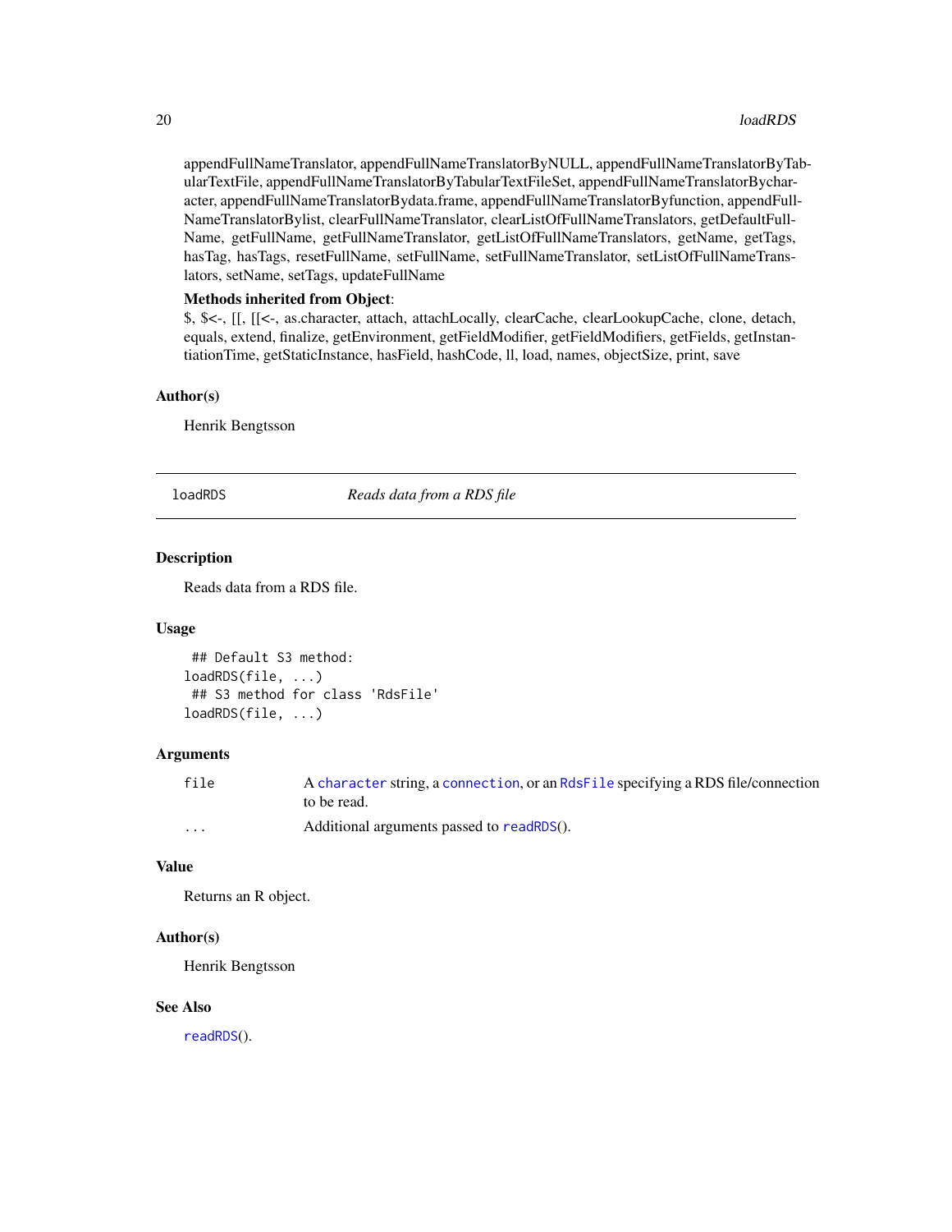appendFullNameTranslator, appendFullNameTranslatorByNULL, appendFullNameTranslatorByTabularTextFile, appendFullNameTranslatorByTabularTextFileSet, appendFullNameTranslatorBycharacter, appendFullNameTranslatorBydata.frame, appendFullNameTranslatorByfunction, appendFullNameTranslatorBylist, clearFullNameTranslator, clearListOfFullNameTranslators, getDefaultFullName, getFullName, getFullNameTranslator, getListOfFullNameTranslators, getName, getTags, hasTag, hasTags, resetFullName, setFullName, setFullNameTranslator, setListOfFullNameTranslators, setName, setTags, updateFullName

**Methods inherited from Object**:
$, $<-, [[, [[<-, as.character, attach, attachLocally, clearCache, clearLookupCache, clone, detach, equals, extend, finalize, getEnvironment, getFieldModifier, getFieldModifiers, getFields, getInstantiationTime, getStaticInstance, hasField, hashCode, ll, load, names, objectSize, print, save

### Author(s)

Henrik Bengtsson

---

## loadRDS — *Reads data from a RDS file*

---

### Description

Reads data from a RDS file.

### Usage

```
 ## Default S3 method:
loadRDS(file, ...)
 ## S3 method for class 'RdsFile'
loadRDS(file, ...)
```

### Arguments

| | |
|---|---|
| `file` | A `character` string, a `connection`, or an `RdsFile` specifying a RDS file/connection to be read. |
| `...` | Additional arguments passed to `readRDS`(). |

### Value

Returns an R object.

### Author(s)

Henrik Bengtsson

### See Also

`readRDS`().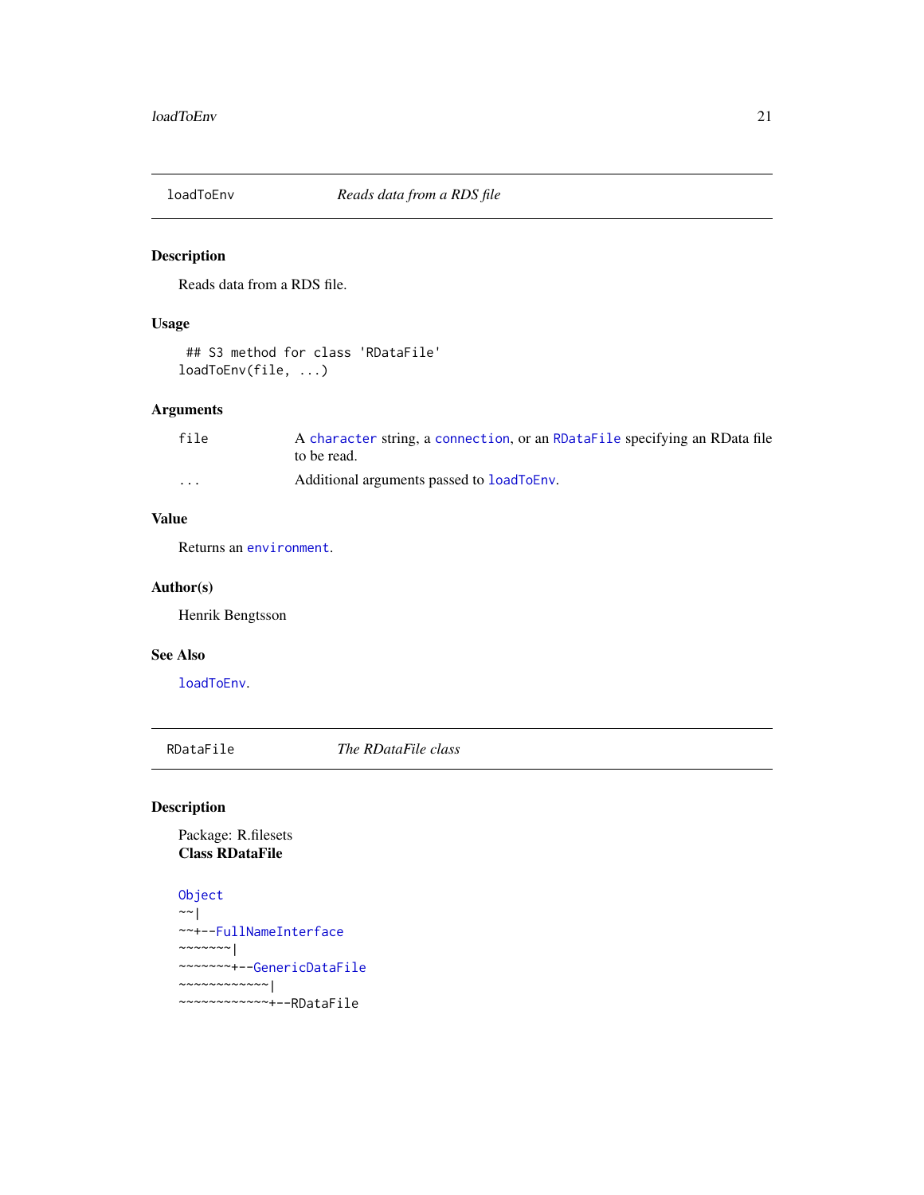## loadToEnv *Reads data from a RDS file*

### Description

Reads data from a RDS file.

### Usage

```
## S3 method for class 'RDataFile'
loadToEnv(file, ...)
```

### Arguments

| | |
|---|---|
| file | A character string, a connection, or an RDataFile specifying an RData file to be read. |
| ... | Additional arguments passed to loadToEnv. |

### Value

Returns an environment.

### Author(s)

Henrik Bengtsson

### See Also

loadToEnv.

## RDataFile *The RDataFile class*

### Description

Package: R.filesets
**Class RDataFile**

```
Object
~~|
~~+--FullNameInterface
~~~~~~~|
~~~~~~~+--GenericDataFile
~~~~~~~~~~~~|
~~~~~~~~~~~~+--RDataFile
```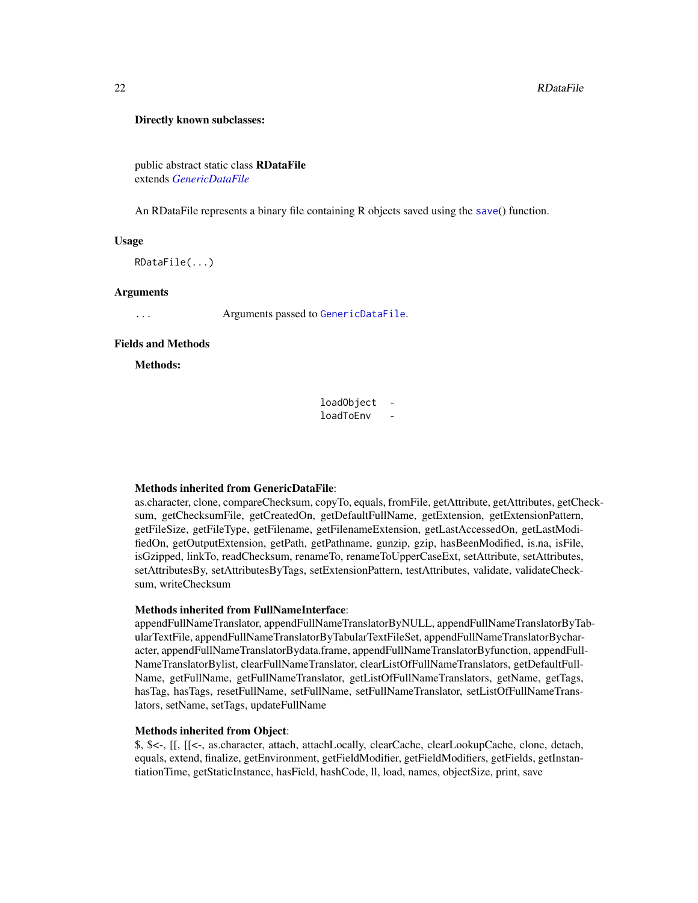**Directly known subclasses:**

public abstract static class **RDataFile**
extends *GenericDataFile*

An RDataFile represents a binary file containing R objects saved using the `save`() function.

## Usage

```
RDataFile(...)
```

## Arguments

| | |
|---|---|
| ... | Arguments passed to `GenericDataFile`. |

## Fields and Methods

**Methods:**

| | |
|---|---|
| `loadObject` | - |
| `loadToEnv` | - |

**Methods inherited from GenericDataFile**:
as.character, clone, compareChecksum, copyTo, equals, fromFile, getAttribute, getAttributes, getChecksum, getChecksumFile, getCreatedOn, getDefaultFullName, getExtension, getExtensionPattern, getFileSize, getFileType, getFilename, getFilenameExtension, getLastAccessedOn, getLastModifiedOn, getOutputExtension, getPath, getPathname, gunzip, gzip, hasBeenModified, is.na, isFile, isGzipped, linkTo, readChecksum, renameTo, renameToUpperCaseExt, setAttribute, setAttributes, setAttributesBy, setAttributesByTags, setExtensionPattern, testAttributes, validate, validateChecksum, writeChecksum

**Methods inherited from FullNameInterface**:
appendFullNameTranslator, appendFullNameTranslatorByNULL, appendFullNameTranslatorByTabularTextFile, appendFullNameTranslatorByTabularTextFileSet, appendFullNameTranslatorBycharacter, appendFullNameTranslatorBydata.frame, appendFullNameTranslatorByfunction, appendFullNameTranslatorBylist, clearFullNameTranslator, clearListOfFullNameTranslators, getDefaultFullName, getFullName, getFullNameTranslator, getListOfFullNameTranslators, getName, getTags, hasTag, hasTags, resetFullName, setFullName, setFullNameTranslator, setListOfFullNameTranslators, setName, setTags, updateFullName

**Methods inherited from Object**:
$, $<-, [[, [[<-, as.character, attach, attachLocally, clearCache, clearLookupCache, clone, detach, equals, extend, finalize, getEnvironment, getFieldModifier, getFieldModifiers, getFields, getInstantiationTime, getStaticInstance, hasField, hashCode, ll, load, names, objectSize, print, save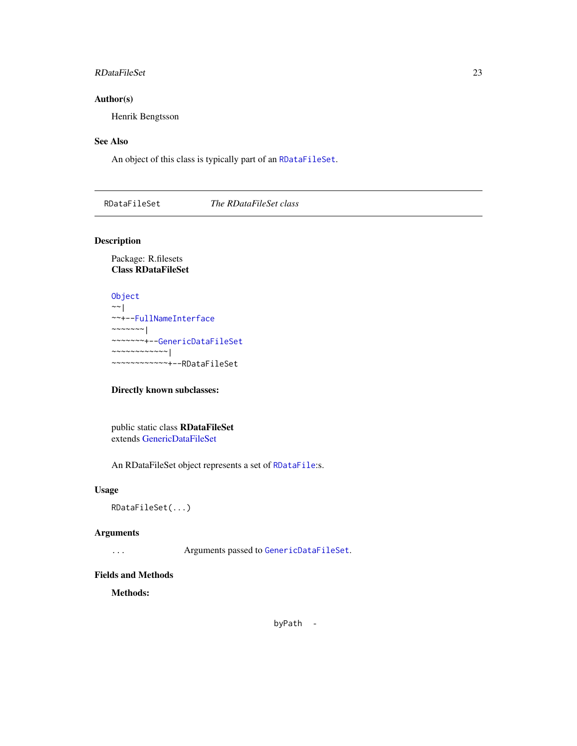## Author(s)

Henrik Bengtsson

## See Also

An object of this class is typically part of an `RDataFileSet`.

---

# RDataFileSet — *The RDataFileSet class*

---

## Description

Package: R.filesets
**Class RDataFileSet**

```
Object
~~|
~~+--FullNameInterface
~~~~~~~|
~~~~~~~+--GenericDataFileSet
~~~~~~~~~~~~|
~~~~~~~~~~~~+--RDataFileSet
```

**Directly known subclasses:**

public static class **RDataFileSet**
extends GenericDataFileSet

An RDataFileSet object represents a set of `RDataFile`:s.

## Usage

```
RDataFileSet(...)
```

## Arguments

| | |
|---|---|
| `...` | Arguments passed to `GenericDataFileSet`. |

## Fields and Methods

**Methods:**

`byPath` -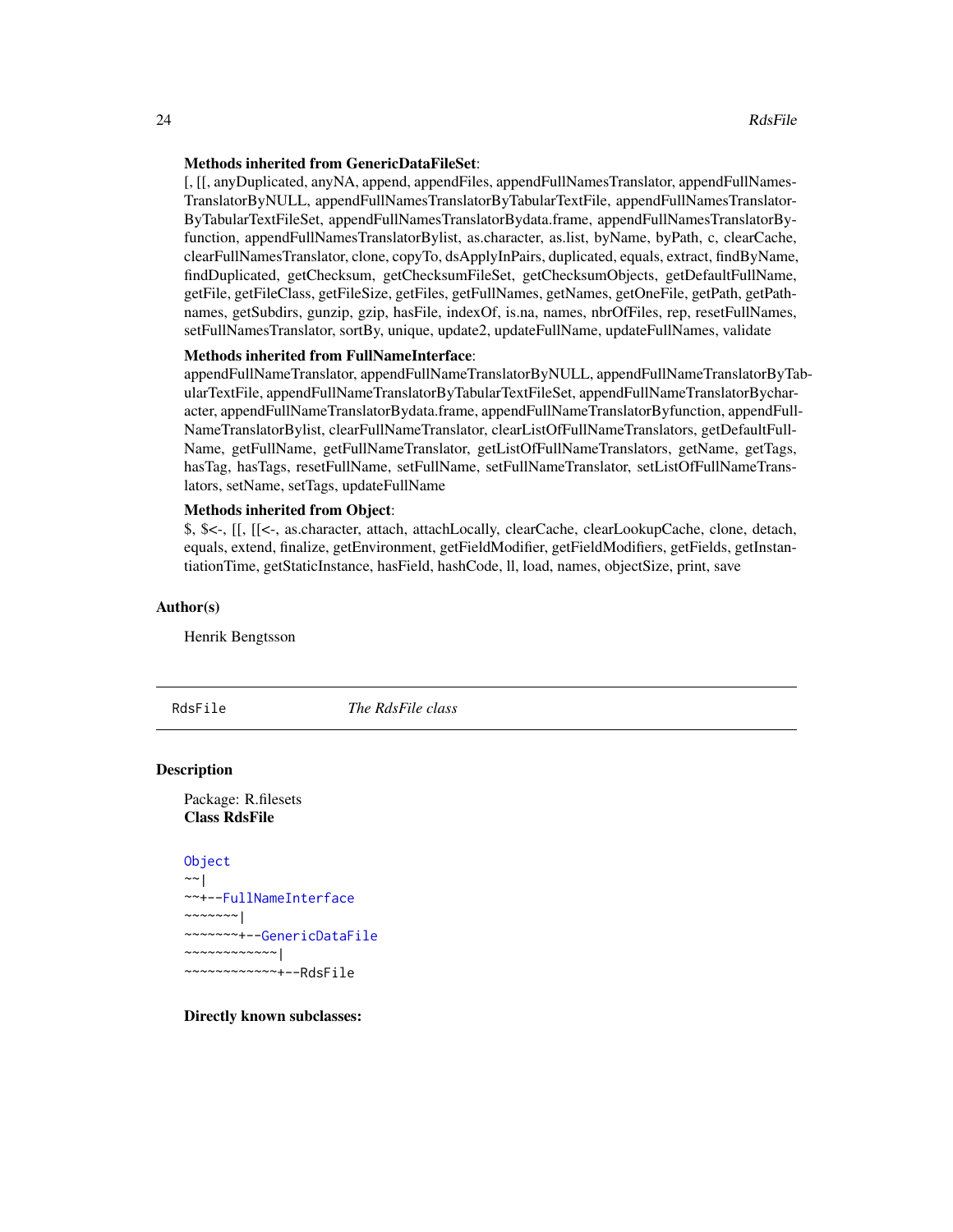**Methods inherited from GenericDataFileSet**:
[, [[, anyDuplicated, anyNA, append, appendFiles, appendFullNamesTranslator, appendFullNamesTranslatorByNULL, appendFullNamesTranslatorByTabularTextFile, appendFullNamesTranslatorByTabularTextFileSet, appendFullNamesTranslatorBydata.frame, appendFullNamesTranslatorByfunction, appendFullNamesTranslatorBylist, as.character, as.list, byName, byPath, c, clearCache, clearFullNamesTranslator, clone, copyTo, dsApplyInPairs, duplicated, equals, extract, findByName, findDuplicated, getChecksum, getChecksumFileSet, getChecksumObjects, getDefaultFullName, getFile, getFileClass, getFileSize, getFiles, getFullNames, getNames, getOneFile, getPath, getPathnames, getSubdirs, gunzip, gzip, hasFile, indexOf, is.na, names, nbrOfFiles, rep, resetFullNames, setFullNamesTranslator, sortBy, unique, update2, updateFullName, updateFullNames, validate

**Methods inherited from FullNameInterface**:
appendFullNameTranslator, appendFullNameTranslatorByNULL, appendFullNameTranslatorByTabularTextFile, appendFullNameTranslatorByTabularTextFileSet, appendFullNameTranslatorBycharacter, appendFullNameTranslatorBydata.frame, appendFullNameTranslatorByfunction, appendFullNameTranslatorBylist, clearFullNameTranslator, clearListOfFullNameTranslators, getDefaultFullName, getFullName, getFullNameTranslator, getListOfFullNameTranslators, getName, getTags, hasTag, hasTags, resetFullName, setFullName, setFullNameTranslator, setListOfFullNameTranslators, setName, setTags, updateFullName

**Methods inherited from Object**:
$, $<-, [[, [[<-, as.character, attach, attachLocally, clearCache, clearLookupCache, clone, detach, equals, extend, finalize, getEnvironment, getFieldModifier, getFieldModifiers, getFields, getInstantiationTime, getStaticInstance, hasField, hashCode, ll, load, names, objectSize, print, save

### Author(s)

Henrik Bengtsson

---

## RdsFile — *The RdsFile class*

### Description

Package: R.filesets
**Class RdsFile**

```
Object
~~|
~~+--FullNameInterface
~~~~~~~|
~~~~~~~+--GenericDataFile
~~~~~~~~~~~~|
~~~~~~~~~~~~+--RdsFile
```

**Directly known subclasses:**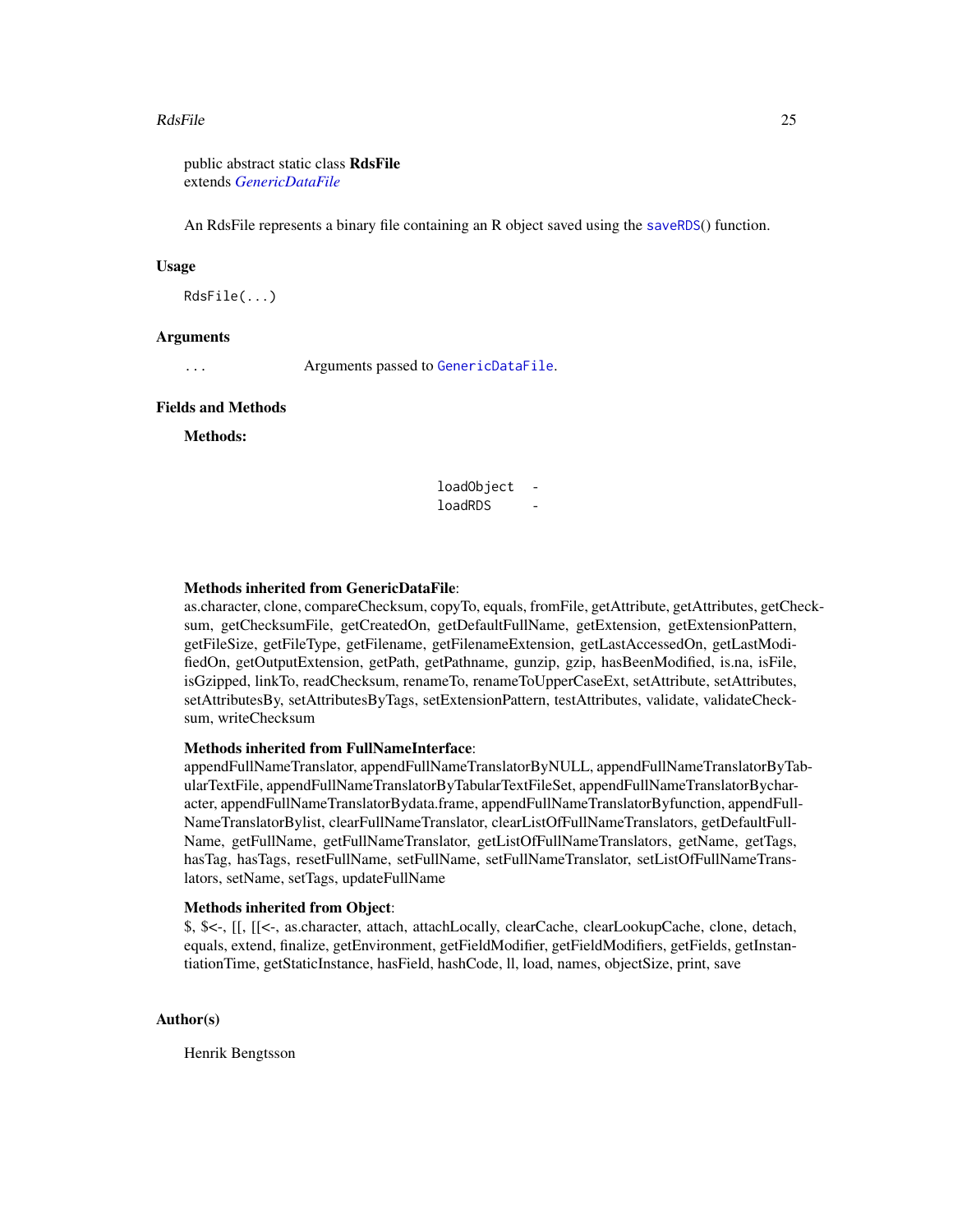public abstract static class **RdsFile**
extends *GenericDataFile*

An RdsFile represents a binary file containing an R object saved using the `saveRDS`() function.

### Usage

```
RdsFile(...)
```

### Arguments

| | |
|---|---|
| ... | Arguments passed to `GenericDataFile`. |

### Fields and Methods

**Methods:**

| | |
|---|---|
| `loadObject` | - |
| `loadRDS` | - |

**Methods inherited from GenericDataFile**:
as.character, clone, compareChecksum, copyTo, equals, fromFile, getAttribute, getAttributes, getChecksum, getChecksumFile, getCreatedOn, getDefaultFullName, getExtension, getExtensionPattern, getFileSize, getFileType, getFilename, getFilenameExtension, getLastAccessedOn, getLastModifiedOn, getOutputExtension, getPath, getPathname, gunzip, gzip, hasBeenModified, is.na, isFile, isGzipped, linkTo, readChecksum, renameTo, renameToUpperCaseExt, setAttribute, setAttributes, setAttributesBy, setAttributesByTags, setExtensionPattern, testAttributes, validate, validateChecksum, writeChecksum

**Methods inherited from FullNameInterface**:
appendFullNameTranslator, appendFullNameTranslatorByNULL, appendFullNameTranslatorByTabularTextFile, appendFullNameTranslatorByTabularTextFileSet, appendFullNameTranslatorBycharacter, appendFullNameTranslatorBydata.frame, appendFullNameTranslatorByfunction, appendFullNameTranslatorBylist, clearFullNameTranslator, clearListOfFullNameTranslators, getDefaultFullName, getFullName, getFullNameTranslator, getListOfFullNameTranslators, getName, getTags, hasTag, hasTags, resetFullName, setFullName, setFullNameTranslator, setListOfFullNameTranslators, setName, setTags, updateFullName

**Methods inherited from Object**:
$, $<-, [[, [[<-, as.character, attach, attachLocally, clearCache, clearLookupCache, clone, detach, equals, extend, finalize, getEnvironment, getFieldModifier, getFieldModifiers, getFields, getInstantiationTime, getStaticInstance, hasField, hashCode, ll, load, names, objectSize, print, save

### Author(s)

Henrik Bengtsson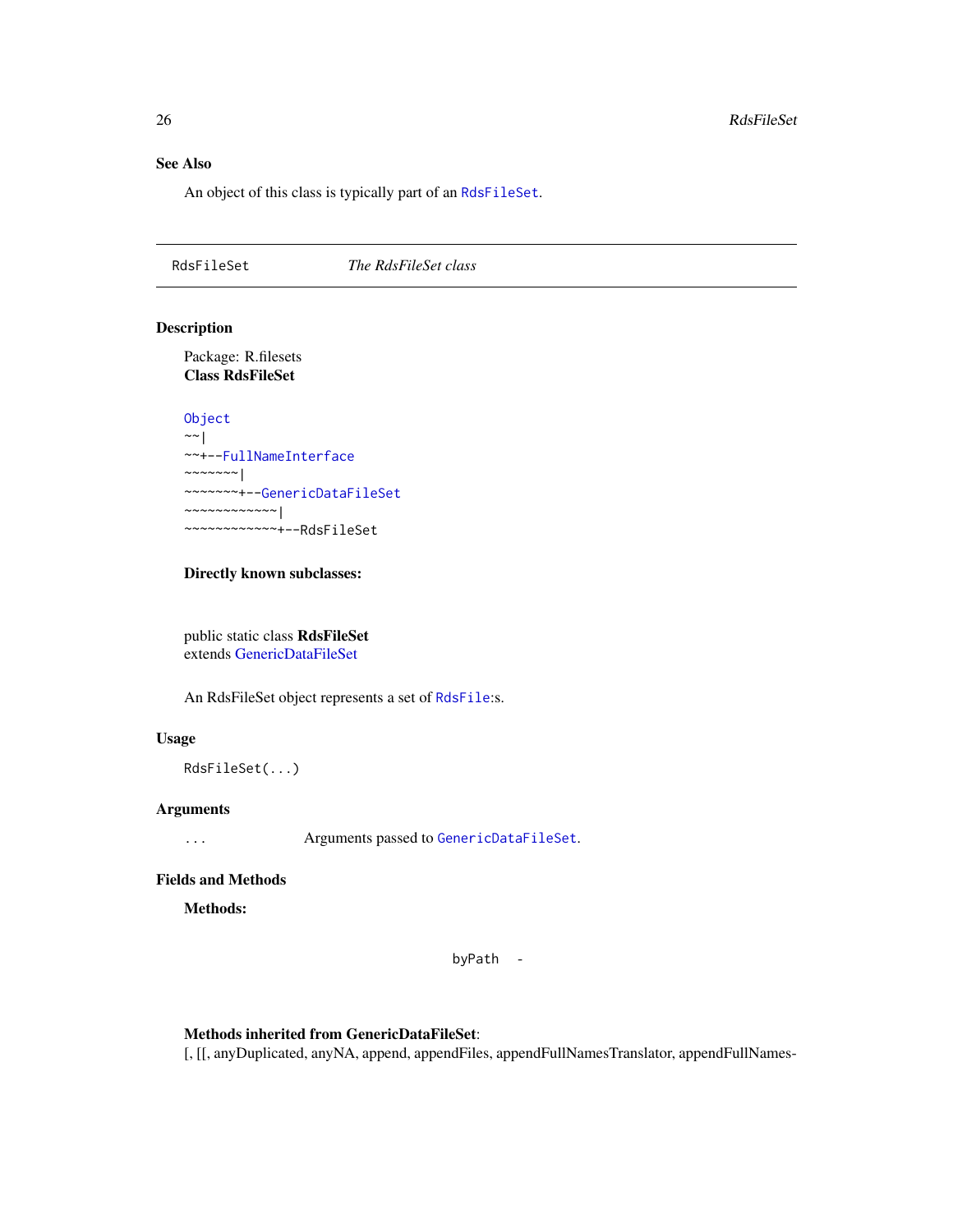## See Also

An object of this class is typically part of an `RdsFileSet`.

---

RdsFileSet — *The RdsFileSet class*

---

## Description

Package: R.filesets
**Class RdsFileSet**

```
Object
~~|
~~+--FullNameInterface
~~~~~~~|
~~~~~~~+--GenericDataFileSet
~~~~~~~~~~~~|
~~~~~~~~~~~~+--RdsFileSet
```

**Directly known subclasses:**

public static class **RdsFileSet**
extends GenericDataFileSet

An RdsFileSet object represents a set of `RdsFile`:s.

## Usage

```
RdsFileSet(...)
```

## Arguments

| | |
|---|---|
| ... | Arguments passed to `GenericDataFileSet`. |

## Fields and Methods

**Methods:**

byPath -

**Methods inherited from GenericDataFileSet**:
[, [[, anyDuplicated, anyNA, append, appendFiles, appendFullNamesTranslator, appendFullNames-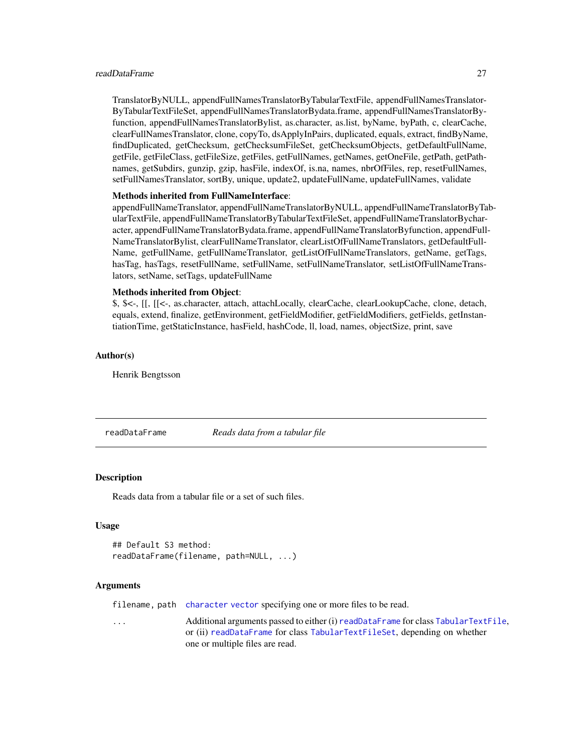TranslatorByNULL, appendFullNamesTranslatorByTabularTextFile, appendFullNamesTranslatorByTabularTextFileSet, appendFullNamesTranslatorBydata.frame, appendFullNamesTranslatorByfunction, appendFullNamesTranslatorBylist, as.character, as.list, byName, byPath, c, clearCache, clearFullNamesTranslator, clone, copyTo, dsApplyInPairs, duplicated, equals, extract, findByName, findDuplicated, getChecksum, getChecksumFileSet, getChecksumObjects, getDefaultFullName, getFile, getFileClass, getFileSize, getFiles, getFullNames, getNames, getOneFile, getPath, getPathnames, getSubdirs, gunzip, gzip, hasFile, indexOf, is.na, names, nbrOfFiles, rep, resetFullNames, setFullNamesTranslator, sortBy, unique, update2, updateFullName, updateFullNames, validate

**Methods inherited from FullNameInterface**:
appendFullNameTranslator, appendFullNameTranslatorByNULL, appendFullNameTranslatorByTabularTextFile, appendFullNameTranslatorByTabularTextFileSet, appendFullNameTranslatorBycharacter, appendFullNameTranslatorBydata.frame, appendFullNameTranslatorByfunction, appendFullNameTranslatorBylist, clearFullNameTranslator, clearListOfFullNameTranslators, getDefaultFullName, getFullName, getFullNameTranslator, getListOfFullNameTranslators, getName, getTags, hasTag, hasTags, resetFullName, setFullName, setFullNameTranslator, setListOfFullNameTranslators, setName, setTags, updateFullName

**Methods inherited from Object**:
$, $<-, [[, [[<-, as.character, attach, attachLocally, clearCache, clearLookupCache, clone, detach, equals, extend, finalize, getEnvironment, getFieldModifier, getFieldModifiers, getFields, getInstantiationTime, getStaticInstance, hasField, hashCode, ll, load, names, objectSize, print, save

### Author(s)

Henrik Bengtsson

---

## readDataFrame — *Reads data from a tabular file*

### Description

Reads data from a tabular file or a set of such files.

### Usage

```
## Default S3 method:
readDataFrame(filename, path=NULL, ...)
```

### Arguments

| | |
|---|---|
| `filename, path` | `character` `vector` specifying one or more files to be read. |
| `...` | Additional arguments passed to either (i) `readDataFrame` for class `TabularTextFile`, or (ii) `readDataFrame` for class `TabularTextFileSet`, depending on whether one or multiple files are read. |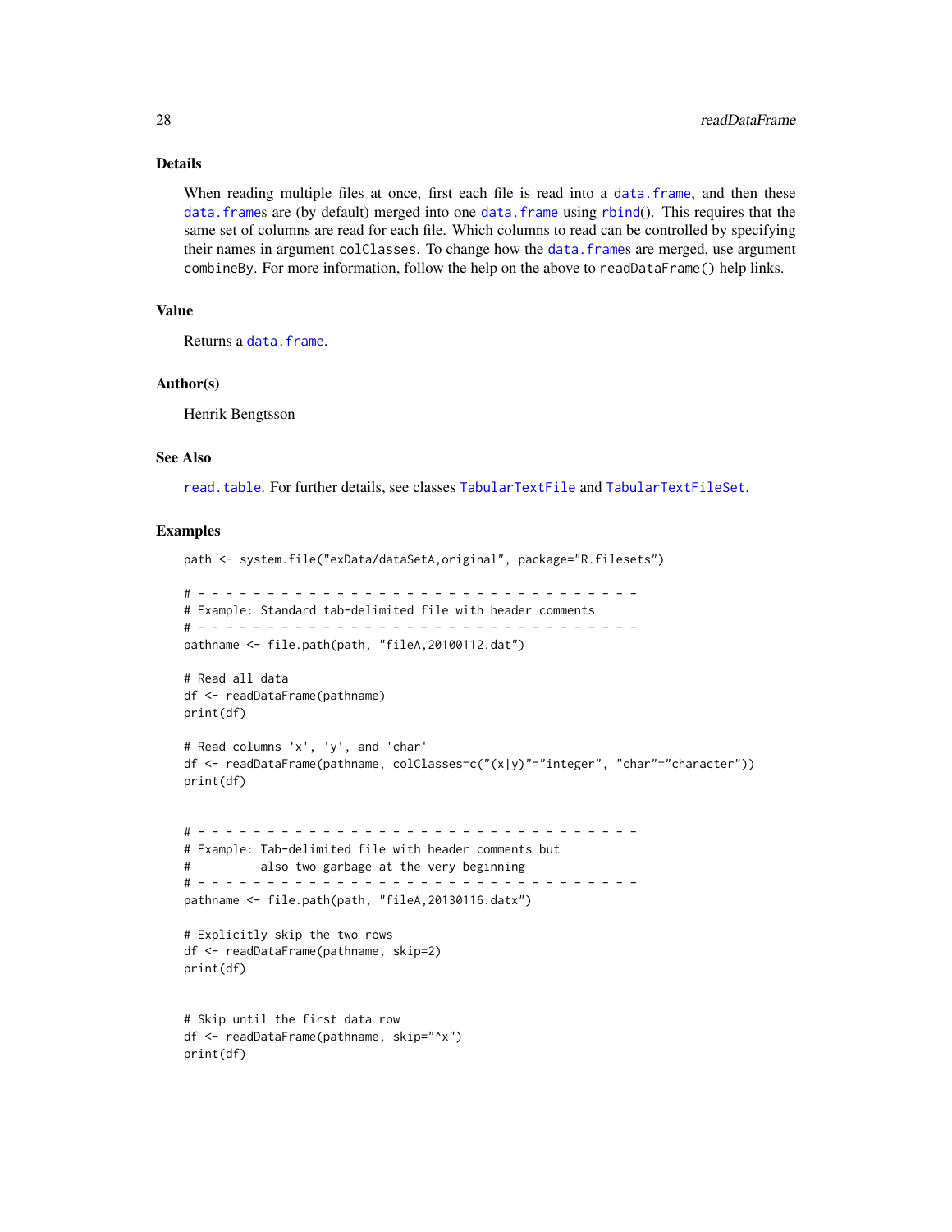## Details

When reading multiple files at once, first each file is read into a data.frame, and then these data.frames are (by default) merged into one data.frame using rbind(). This requires that the same set of columns are read for each file. Which columns to read can be controlled by specifying their names in argument colClasses. To change how the data.frames are merged, use argument combineBy. For more information, follow the help on the above to readDataFrame() help links.

## Value

Returns a data.frame.

## Author(s)

Henrik Bengtsson

## See Also

read.table. For further details, see classes TabularTextFile and TabularTextFileSet.

## Examples

```
path <- system.file("exData/dataSetA,original", package="R.filesets")

# - - - - - - - - - - - - - - - - - - - - - - - - - - - - - - - - -
# Example: Standard tab-delimited file with header comments
# - - - - - - - - - - - - - - - - - - - - - - - - - - - - - - - - -
pathname <- file.path(path, "fileA,20100112.dat")

# Read all data
df <- readDataFrame(pathname)
print(df)

# Read columns 'x', 'y', and 'char'
df <- readDataFrame(pathname, colClasses=c("(x|y)"="integer", "char"="character"))
print(df)


# - - - - - - - - - - - - - - - - - - - - - - - - - - - - - - - - -
# Example: Tab-delimited file with header comments but
#          also two garbage at the very beginning
# - - - - - - - - - - - - - - - - - - - - - - - - - - - - - - - - -
pathname <- file.path(path, "fileA,20130116.datx")

# Explicitly skip the two rows
df <- readDataFrame(pathname, skip=2)
print(df)


# Skip until the first data row
df <- readDataFrame(pathname, skip="^x")
print(df)
```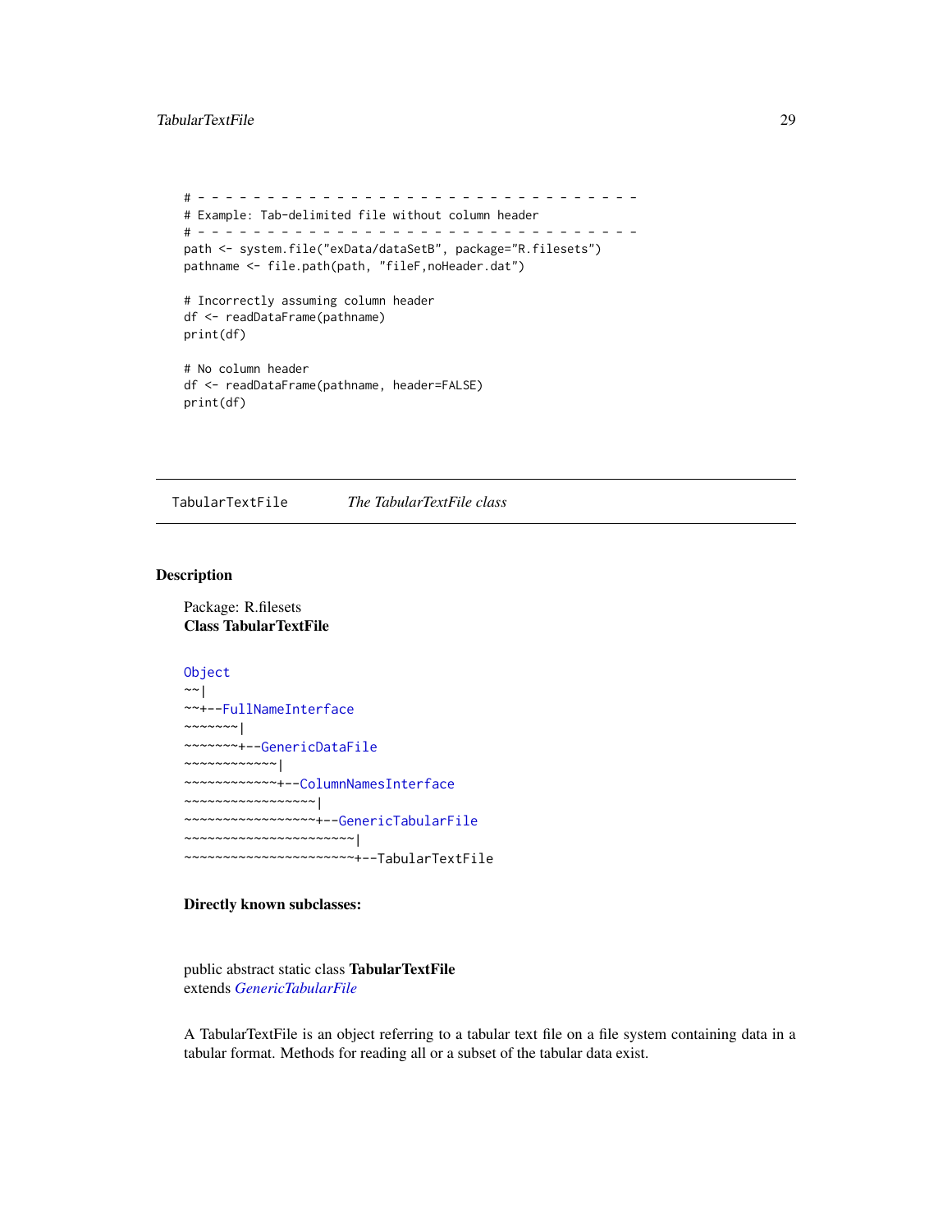```
# - - - - - - - - - - - - - - - - - - - - - - - - - - - - - - - - -
# Example: Tab-delimited file without column header
# - - - - - - - - - - - - - - - - - - - - - - - - - - - - - - - - -
path <- system.file("exData/dataSetB", package="R.filesets")
pathname <- file.path(path, "fileF,noHeader.dat")

# Incorrectly assuming column header
df <- readDataFrame(pathname)
print(df)

# No column header
df <- readDataFrame(pathname, header=FALSE)
print(df)
```

---

## TabularTextFile *The TabularTextFile class*

---

### Description

Package: R.filesets
**Class TabularTextFile**

```
Object
~~|
~~+--FullNameInterface
~~~~~~~|
~~~~~~~+--GenericDataFile
~~~~~~~~~~~~|
~~~~~~~~~~~~+--ColumnNamesInterface
~~~~~~~~~~~~~~~~~|
~~~~~~~~~~~~~~~~~+--GenericTabularFile
~~~~~~~~~~~~~~~~~~~~~~|
~~~~~~~~~~~~~~~~~~~~~~+--TabularTextFile
```

**Directly known subclasses:**

public abstract static class **TabularTextFile**
extends *GenericTabularFile*

A TabularTextFile is an object referring to a tabular text file on a file system containing data in a tabular format. Methods for reading all or a subset of the tabular data exist.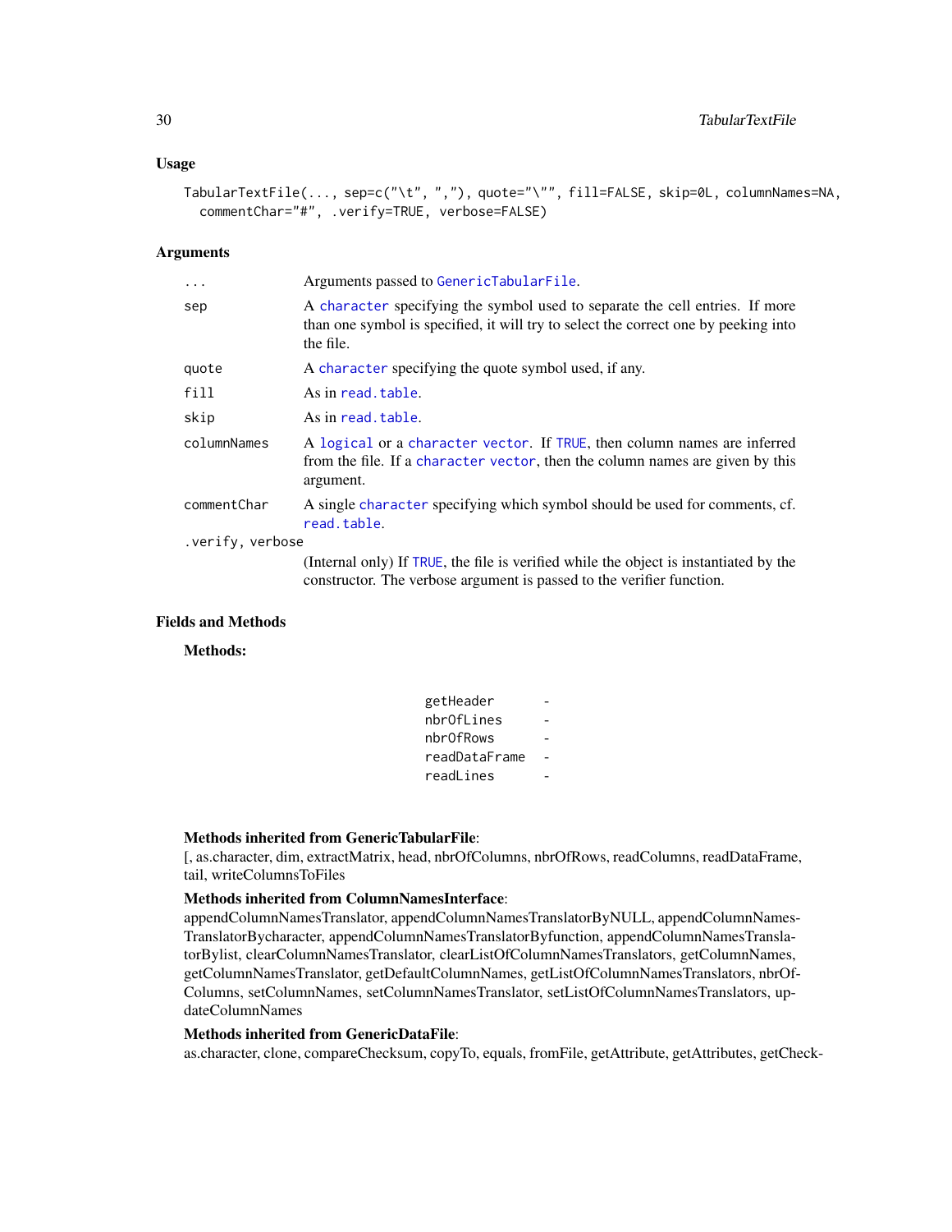## Usage

```
TabularTextFile(..., sep=c("\t", ","), quote="\"", fill=FALSE, skip=0L, columnNames=NA,
  commentChar="#", .verify=TRUE, verbose=FALSE)
```

## Arguments

| | |
|---|---|
| `...` | Arguments passed to `GenericTabularFile`. |
| `sep` | A `character` specifying the symbol used to separate the cell entries. If more than one symbol is specified, it will try to select the correct one by peeking into the file. |
| `quote` | A `character` specifying the quote symbol used, if any. |
| `fill` | As in `read.table`. |
| `skip` | As in `read.table`. |
| `columnNames` | A `logical` or a `character vector`. If `TRUE`, then column names are inferred from the file. If a `character vector`, then the column names are given by this argument. |
| `commentChar` | A single `character` specifying which symbol should be used for comments, cf. `read.table`. |
| `.verify, verbose` | (Internal only) If `TRUE`, the file is verified while the object is instantiated by the constructor. The verbose argument is passed to the verifier function. |

## Fields and Methods

**Methods:**

| | |
|---|---|
| `getHeader` | - |
| `nbrOfLines` | - |
| `nbrOfRows` | - |
| `readDataFrame` | - |
| `readLines` | - |

**Methods inherited from GenericTabularFile**:
[, as.character, dim, extractMatrix, head, nbrOfColumns, nbrOfRows, readColumns, readDataFrame, tail, writeColumnsToFiles

**Methods inherited from ColumnNamesInterface**:
appendColumnNamesTranslator, appendColumnNamesTranslatorByNULL, appendColumnNamesTranslatorBycharacter, appendColumnNamesTranslatorByfunction, appendColumnNamesTranslatorBylist, clearColumnNamesTranslator, clearListOfColumnNamesTranslators, getColumnNames, getColumnNamesTranslator, getDefaultColumnNames, getListOfColumnNamesTranslators, nbrOfColumns, setColumnNames, setColumnNamesTranslator, setListOfColumnNamesTranslators, updateColumnNames

**Methods inherited from GenericDataFile**:
as.character, clone, compareChecksum, copyTo, equals, fromFile, getAttribute, getAttributes, getCheck-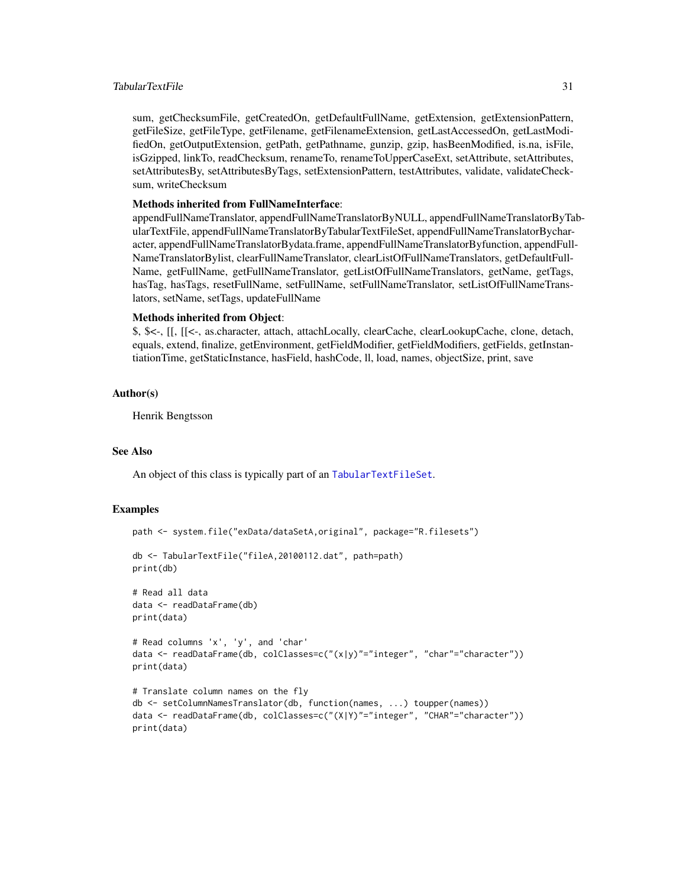sum, getChecksumFile, getCreatedOn, getDefaultFullName, getExtension, getExtensionPattern, getFileSize, getFileType, getFilename, getFilenameExtension, getLastAccessedOn, getLastModifiedOn, getOutputExtension, getPath, getPathname, gunzip, gzip, hasBeenModified, is.na, isFile, isGzipped, linkTo, readChecksum, renameTo, renameToUpperCaseExt, setAttribute, setAttributes, setAttributesBy, setAttributesByTags, setExtensionPattern, testAttributes, validate, validateChecksum, writeChecksum

**Methods inherited from FullNameInterface**:
appendFullNameTranslator, appendFullNameTranslatorByNULL, appendFullNameTranslatorByTabularTextFile, appendFullNameTranslatorByTabularTextFileSet, appendFullNameTranslatorBycharacter, appendFullNameTranslatorBydata.frame, appendFullNameTranslatorByfunction, appendFullNameTranslatorBylist, clearFullNameTranslator, clearListOfFullNameTranslators, getDefaultFullName, getFullName, getFullNameTranslator, getListOfFullNameTranslators, getName, getTags, hasTag, hasTags, resetFullName, setFullName, setFullNameTranslator, setListOfFullNameTranslators, setName, setTags, updateFullName

**Methods inherited from Object**:
$, $<-, [[, [[<-, as.character, attach, attachLocally, clearCache, clearLookupCache, clone, detach, equals, extend, finalize, getEnvironment, getFieldModifier, getFieldModifiers, getFields, getInstantiationTime, getStaticInstance, hasField, hashCode, ll, load, names, objectSize, print, save

## Author(s)

Henrik Bengtsson

## See Also

An object of this class is typically part of an `TabularTextFileSet`.

## Examples

```
path <- system.file("exData/dataSetA,original", package="R.filesets")

db <- TabularTextFile("fileA,20100112.dat", path=path)
print(db)

# Read all data
data <- readDataFrame(db)
print(data)

# Read columns 'x', 'y', and 'char'
data <- readDataFrame(db, colClasses=c("(x|y)"="integer", "char"="character"))
print(data)

# Translate column names on the fly
db <- setColumnNamesTranslator(db, function(names, ...) toupper(names))
data <- readDataFrame(db, colClasses=c("(X|Y)"="integer", "CHAR"="character"))
print(data)
```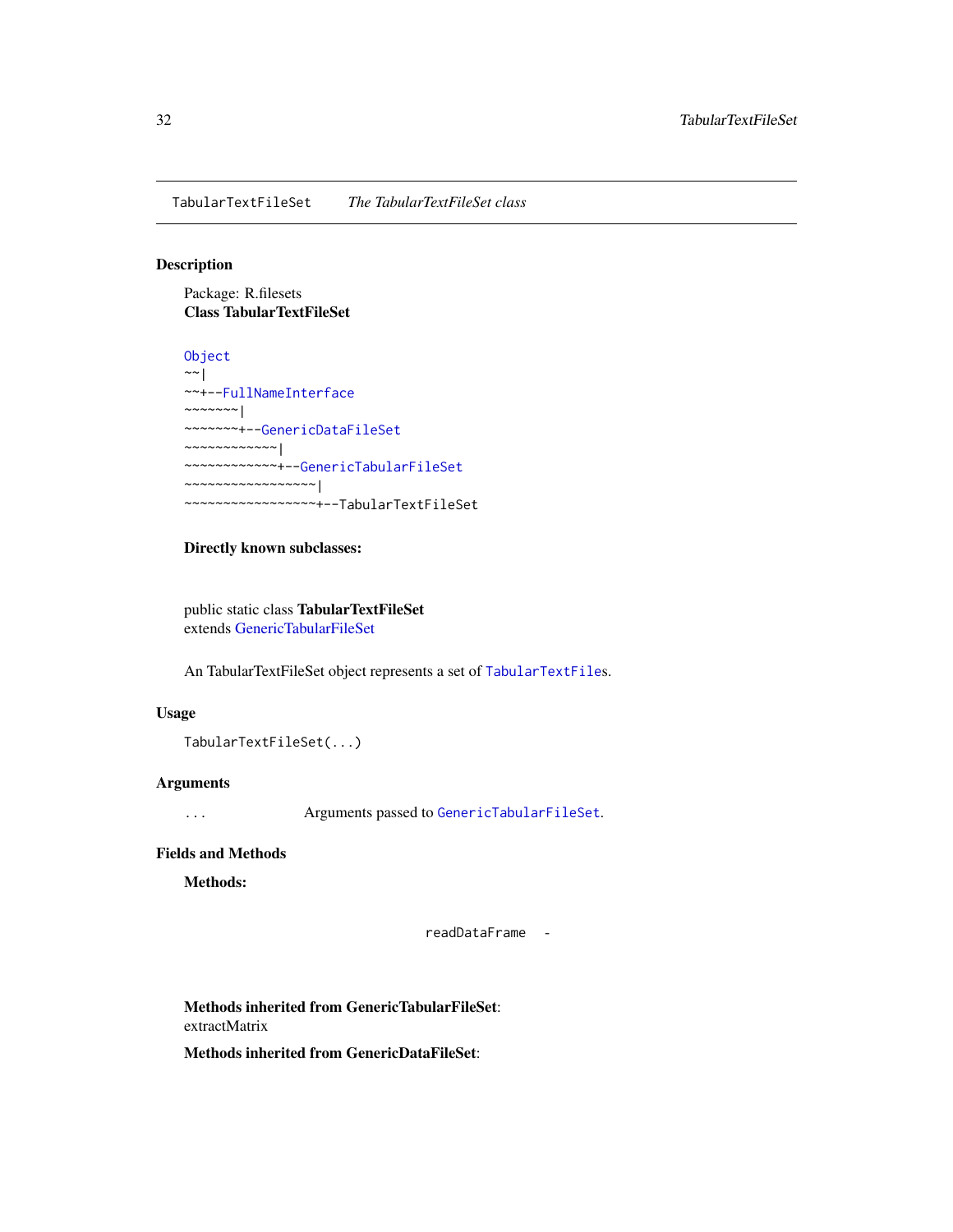# TabularTextFileSet    *The TabularTextFileSet class*

## Description

Package: R.filesets
**Class TabularTextFileSet**

```
Object
~~|
~~+--FullNameInterface
~~~~~~~|
~~~~~~~+--GenericDataFileSet
~~~~~~~~~~~~|
~~~~~~~~~~~~+--GenericTabularFileSet
~~~~~~~~~~~~~~~~~|
~~~~~~~~~~~~~~~~~+--TabularTextFileSet
```

**Directly known subclasses:**

public static class **TabularTextFileSet**
extends GenericTabularFileSet

An TabularTextFileSet object represents a set of `TabularTextFile`s.

## Usage

```
TabularTextFileSet(...)
```

## Arguments

| | |
|---|---|
| `...` | Arguments passed to `GenericTabularFileSet`. |

## Fields and Methods

**Methods:**

| | |
|---|---|
| `readDataFrame` | - |

**Methods inherited from GenericTabularFileSet**:
extractMatrix

**Methods inherited from GenericDataFileSet**: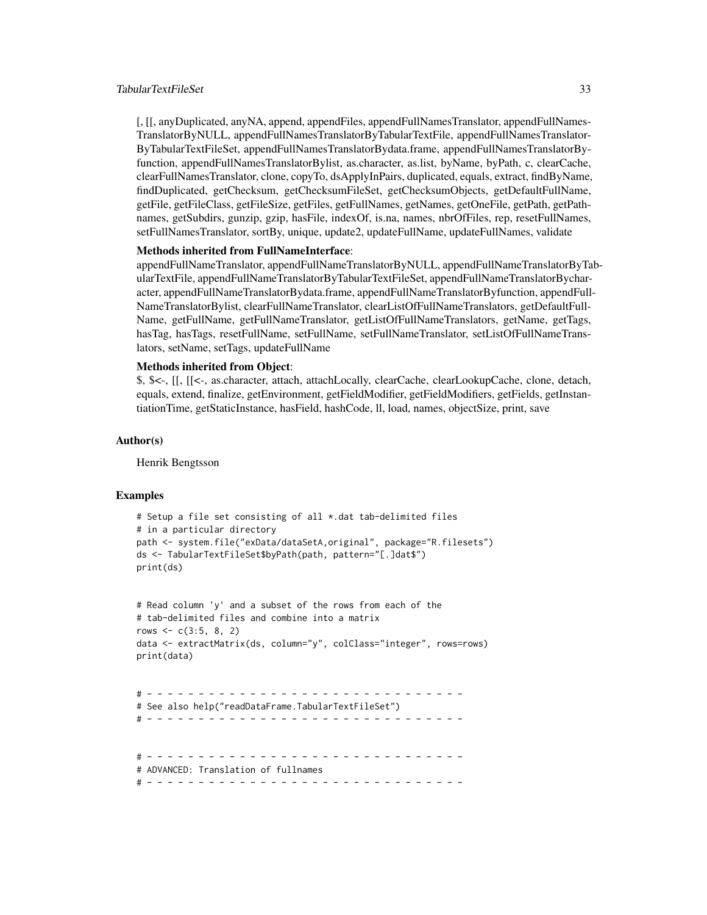[, [[, anyDuplicated, anyNA, append, appendFiles, appendFullNamesTranslator, appendFullNamesTranslatorByNULL, appendFullNamesTranslatorByTabularTextFile, appendFullNamesTranslatorByTabularTextFileSet, appendFullNamesTranslatorBydata.frame, appendFullNamesTranslatorByfunction, appendFullNamesTranslatorBylist, as.character, as.list, byName, byPath, c, clearCache, clearFullNamesTranslator, clone, copyTo, dsApplyInPairs, duplicated, equals, extract, findByName, findDuplicated, getChecksum, getChecksumFileSet, getChecksumObjects, getDefaultFullName, getFile, getFileClass, getFileSize, getFiles, getFullNames, getNames, getOneFile, getPath, getPathnames, getSubdirs, gunzip, gzip, hasFile, indexOf, is.na, names, nbrOfFiles, rep, resetFullNames, setFullNamesTranslator, sortBy, unique, update2, updateFullName, updateFullNames, validate

**Methods inherited from FullNameInterface**:
appendFullNameTranslator, appendFullNameTranslatorByNULL, appendFullNameTranslatorByTabularTextFile, appendFullNameTranslatorByTabularTextFileSet, appendFullNameTranslatorBycharacter, appendFullNameTranslatorBydata.frame, appendFullNameTranslatorByfunction, appendFullNameTranslatorBylist, clearFullNameTranslator, clearListOfFullNameTranslators, getDefaultFullName, getFullName, getFullNameTranslator, getListOfFullNameTranslators, getName, getTags, hasTag, hasTags, resetFullName, setFullName, setFullNameTranslator, setListOfFullNameTranslators, setName, setTags, updateFullName

**Methods inherited from Object**:
$, $<-, [[, [[<-, as.character, attach, attachLocally, clearCache, clearLookupCache, clone, detach, equals, extend, finalize, getEnvironment, getFieldModifier, getFieldModifiers, getFields, getInstantiationTime, getStaticInstance, hasField, hashCode, ll, load, names, objectSize, print, save

## Author(s)

Henrik Bengtsson

## Examples

```
# Setup a file set consisting of all *.dat tab-delimited files
# in a particular directory
path <- system.file("exData/dataSetA,original", package="R.filesets")
ds <- TabularTextFileSet$byPath(path, pattern="[.]dat$")
print(ds)


# Read column 'y' and a subset of the rows from each of the
# tab-delimited files and combine into a matrix
rows <- c(3:5, 8, 2)
data <- extractMatrix(ds, column="y", colClass="integer", rows=rows)
print(data)


# - - - - - - - - - - - - - - - - - - - - - - - - - - - - - - - -
# See also help("readDataFrame.TabularTextFileSet")
# - - - - - - - - - - - - - - - - - - - - - - - - - - - - - - - -


# - - - - - - - - - - - - - - - - - - - - - - - - - - - - - - - -
# ADVANCED: Translation of fullnames
# - - - - - - - - - - - - - - - - - - - - - - - - - - - - - - - -
```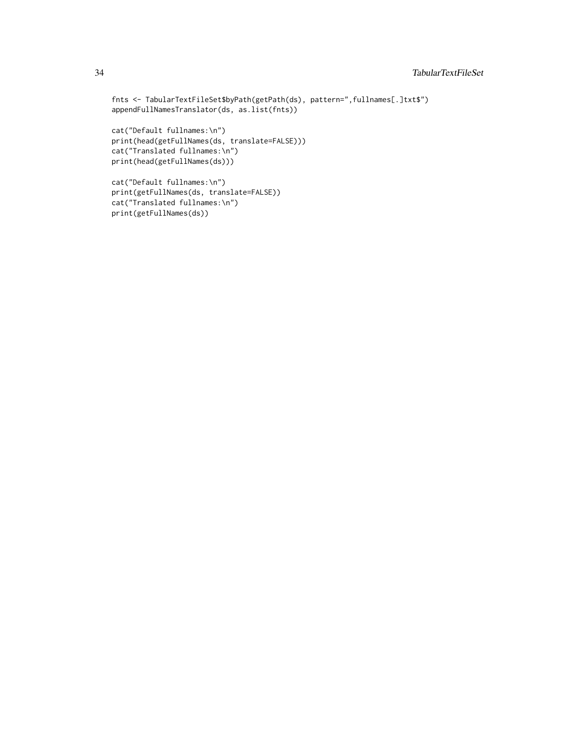```
fnts <- TabularTextFileSet$byPath(getPath(ds), pattern=",fullnames[.]txt$")
appendFullNamesTranslator(ds, as.list(fnts))

cat("Default fullnames:\n")
print(head(getFullNames(ds, translate=FALSE)))
cat("Translated fullnames:\n")
print(head(getFullNames(ds)))

cat("Default fullnames:\n")
print(getFullNames(ds, translate=FALSE))
cat("Translated fullnames:\n")
print(getFullNames(ds))
```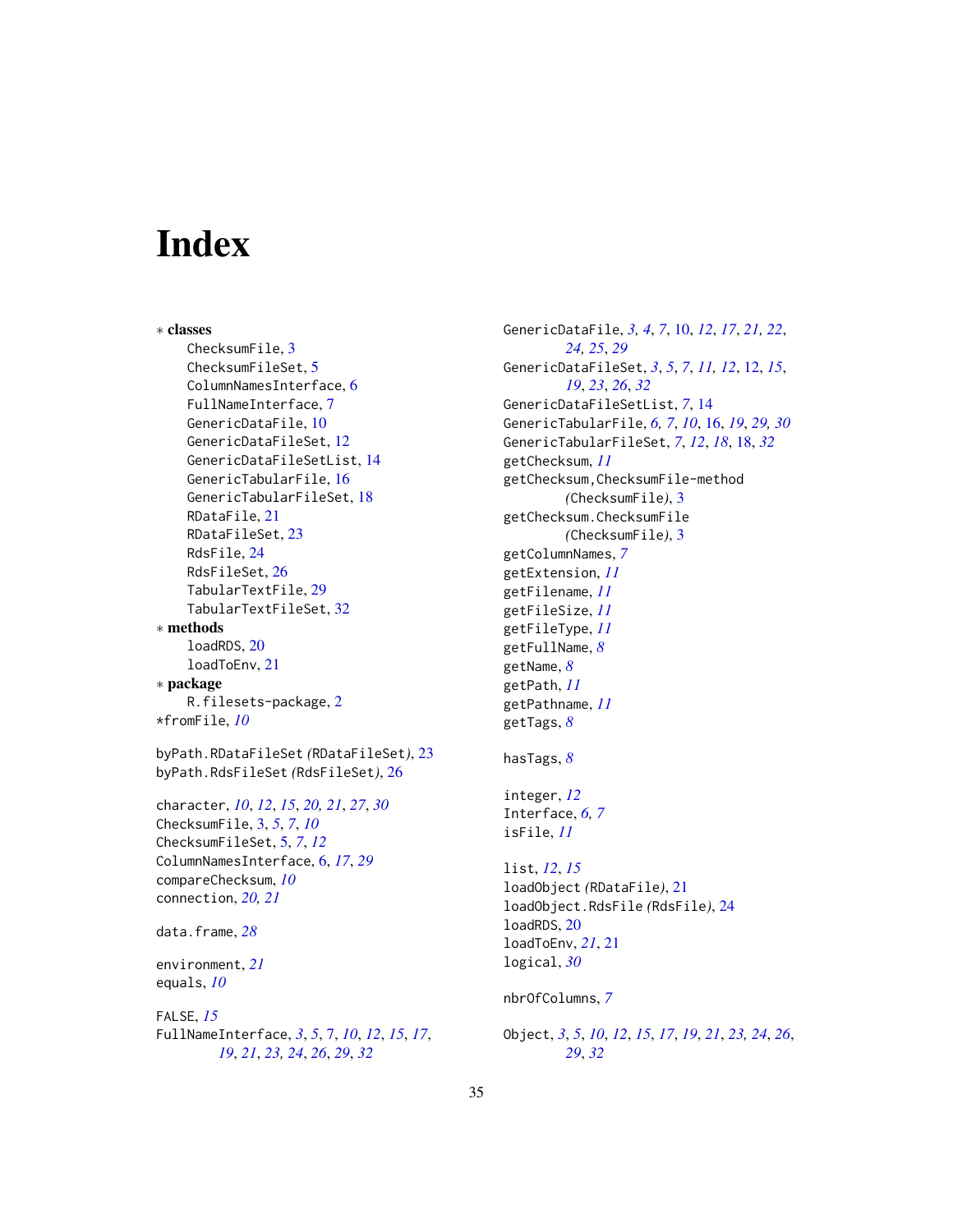# Index

∗ **classes**
  ChecksumFile, 3
  ChecksumFileSet, 5
  ColumnNamesInterface, 6
  FullNameInterface, 7
  GenericDataFile, 10
  GenericDataFileSet, 12
  GenericDataFileSetList, 14
  GenericTabularFile, 16
  GenericTabularFileSet, 18
  RDataFile, 21
  RDataFileSet, 23
  RdsFile, 24
  RdsFileSet, 26
  TabularTextFile, 29
  TabularTextFileSet, 32
∗ **methods**
  loadRDS, 20
  loadToEnv, 21
∗ **package**
  R.filesets-package, 2
*fromFile, *10*

byPath.RDataFileSet *(*RDataFileSet*)*, 23
byPath.RdsFileSet *(*RdsFileSet*)*, 26

character, *10*, *12*, *15*, *20, 21*, *27*, *30*
ChecksumFile, 3, *5*, *7*, *10*
ChecksumFileSet, 5, *7*, *12*
ColumnNamesInterface, 6, *17*, *29*
compareChecksum, *10*
connection, *20, 21*

data.frame, *28*

environment, *21*
equals, *10*

FALSE, *15*
FullNameInterface, *3*, *5*, 7, *10*, *12*, *15*, *17*, *19*, *21*, *23, 24*, *26*, *29*, *32*

GenericDataFile, *3, 4*, *7*, 10, *12*, *17*, *21, 22*, *24, 25*, *29*
GenericDataFileSet, *3*, *5*, *7*, *11, 12*, 12, *15*, *19*, *23*, *26*, *32*
GenericDataFileSetList, *7*, 14
GenericTabularFile, *6, 7*, *10*, 16, *19*, *29, 30*
GenericTabularFileSet, *7*, *12*, *18*, 18, *32*
getChecksum, *11*
getChecksum,ChecksumFile-method *(*ChecksumFile*)*, 3
getChecksum.ChecksumFile *(*ChecksumFile*)*, 3
getColumnNames, *7*
getExtension, *11*
getFilename, *11*
getFileSize, *11*
getFileType, *11*
getFullName, *8*
getName, *8*
getPath, *11*
getPathname, *11*
getTags, *8*

hasTags, *8*

integer, *12*
Interface, *6, 7*
isFile, *11*

list, *12*, *15*
loadObject *(*RDataFile*)*, 21
loadObject.RdsFile *(*RdsFile*)*, 24
loadRDS, 20
loadToEnv, *21*, 21
logical, *30*

nbrOfColumns, *7*

Object, *3*, *5*, *10*, *12*, *15*, *17*, *19*, *21*, *23, 24*, *26*, *29*, *32*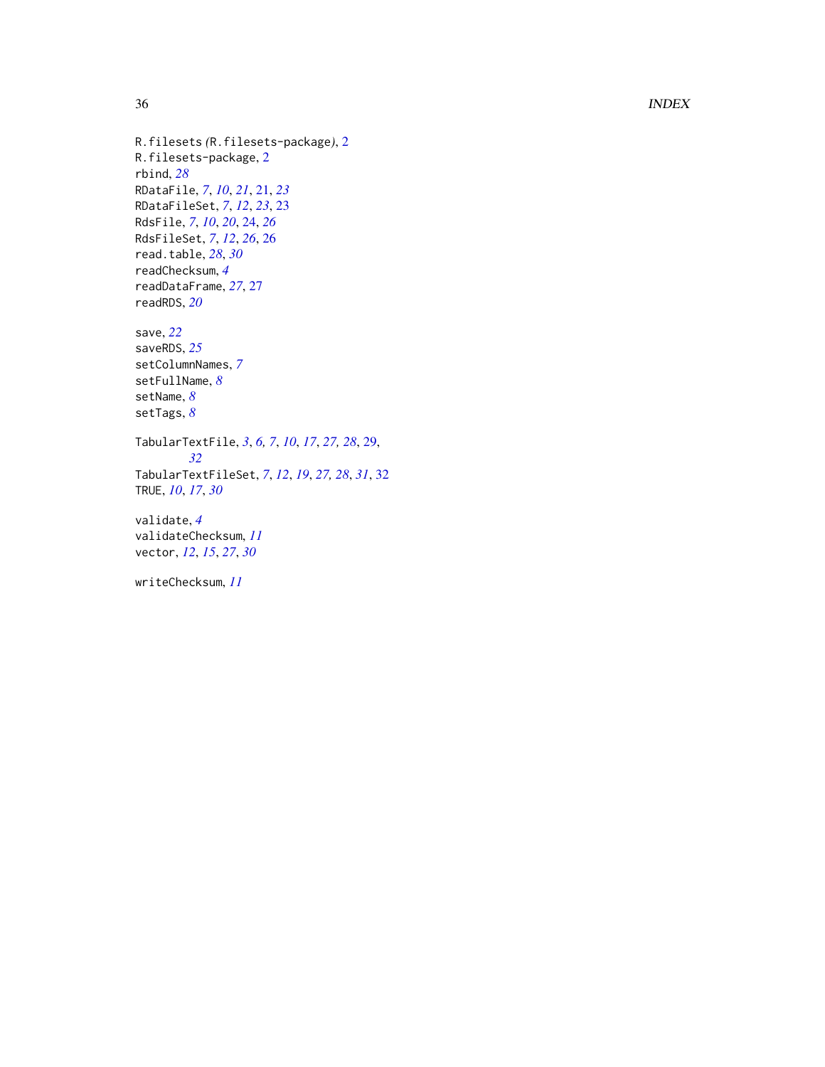R.filesets (R.filesets-package), 2
R.filesets-package, 2
rbind, *28*
RDataFile, *7*, *10*, *21*, 21, *23*
RDataFileSet, *7*, *12*, *23*, 23
RdsFile, *7*, *10*, *20*, 24, *26*
RdsFileSet, *7*, *12*, *26*, 26
read.table, *28*, *30*
readChecksum, *4*
readDataFrame, *27*, 27
readRDS, *20*

save, *22*
saveRDS, *25*
setColumnNames, *7*
setFullName, *8*
setName, *8*
setTags, *8*

TabularTextFile, *3*, *6, 7*, *10*, *17*, *27, 28*, 29, *32*
TabularTextFileSet, *7*, *12*, *19*, *27, 28*, *31*, 32
TRUE, *10*, *17*, *30*

validate, *4*
validateChecksum, *11*
vector, *12*, *15*, *27*, *30*

writeChecksum, *11*